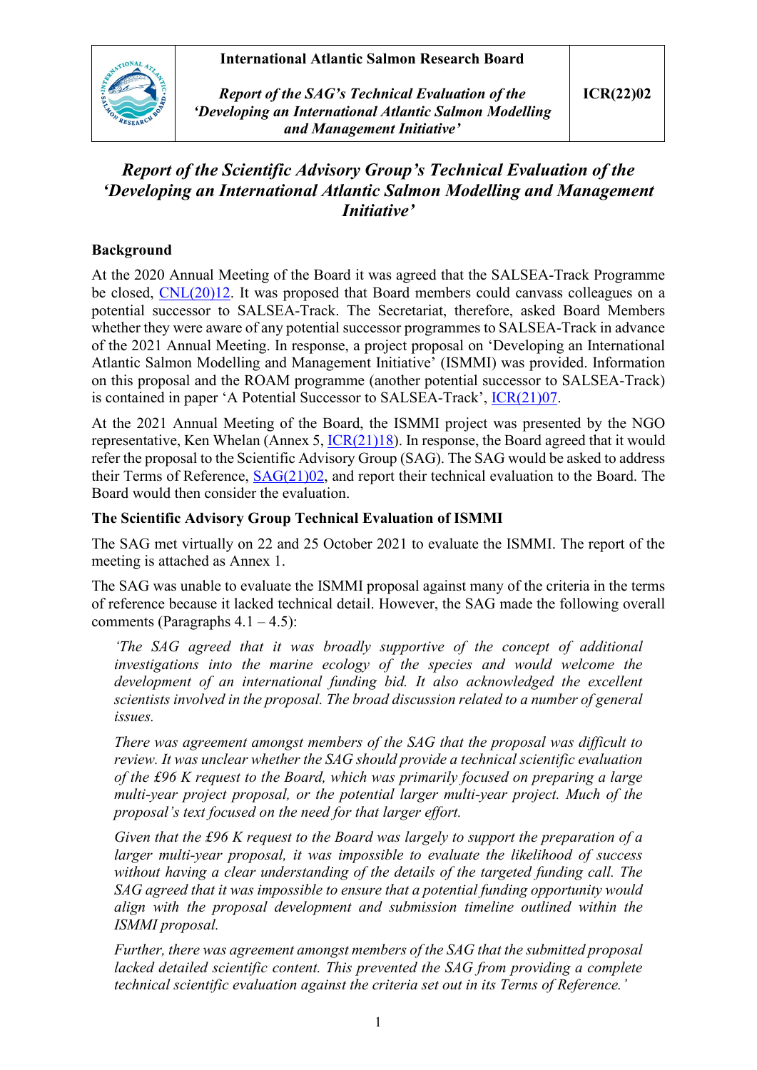| International Atlantic Salmon Research Board | |
|---|---|
| *Report of the SAG's Technical Evaluation of the 'Developing an International Atlantic Salmon Modelling and Management Initiative'* | **ICR(22)02** |

# *Report of the Scientific Advisory Group's Technical Evaluation of the 'Developing an International Atlantic Salmon Modelling and Management Initiative'*

## Background

At the 2020 Annual Meeting of the Board it was agreed that the SALSEA-Track Programme be closed, CNL(20)12. It was proposed that Board members could canvass colleagues on a potential successor to SALSEA-Track. The Secretariat, therefore, asked Board Members whether they were aware of any potential successor programmes to SALSEA-Track in advance of the 2021 Annual Meeting. In response, a project proposal on 'Developing an International Atlantic Salmon Modelling and Management Initiative' (ISMMI) was provided. Information on this proposal and the ROAM programme (another potential successor to SALSEA-Track) is contained in paper 'A Potential Successor to SALSEA-Track', ICR(21)07.

At the 2021 Annual Meeting of the Board, the ISMMI project was presented by the NGO representative, Ken Whelan (Annex 5, ICR(21)18). In response, the Board agreed that it would refer the proposal to the Scientific Advisory Group (SAG). The SAG would be asked to address their Terms of Reference, SAG(21)02, and report their technical evaluation to the Board. The Board would then consider the evaluation.

## The Scientific Advisory Group Technical Evaluation of ISMMI

The SAG met virtually on 22 and 25 October 2021 to evaluate the ISMMI. The report of the meeting is attached as Annex 1.

The SAG was unable to evaluate the ISMMI proposal against many of the criteria in the terms of reference because it lacked technical detail. However, the SAG made the following overall comments (Paragraphs 4.1 – 4.5):

> *'The SAG agreed that it was broadly supportive of the concept of additional investigations into the marine ecology of the species and would welcome the development of an international funding bid. It also acknowledged the excellent scientists involved in the proposal. The broad discussion related to a number of general issues.*
>
> *There was agreement amongst members of the SAG that the proposal was difficult to review. It was unclear whether the SAG should provide a technical scientific evaluation of the £96 K request to the Board, which was primarily focused on preparing a large multi-year project proposal, or the potential larger multi-year project. Much of the proposal's text focused on the need for that larger effort.*
>
> *Given that the £96 K request to the Board was largely to support the preparation of a larger multi-year proposal, it was impossible to evaluate the likelihood of success without having a clear understanding of the details of the targeted funding call. The SAG agreed that it was impossible to ensure that a potential funding opportunity would align with the proposal development and submission timeline outlined within the ISMMI proposal.*
>
> *Further, there was agreement amongst members of the SAG that the submitted proposal lacked detailed scientific content. This prevented the SAG from providing a complete technical scientific evaluation against the criteria set out in its Terms of Reference.'*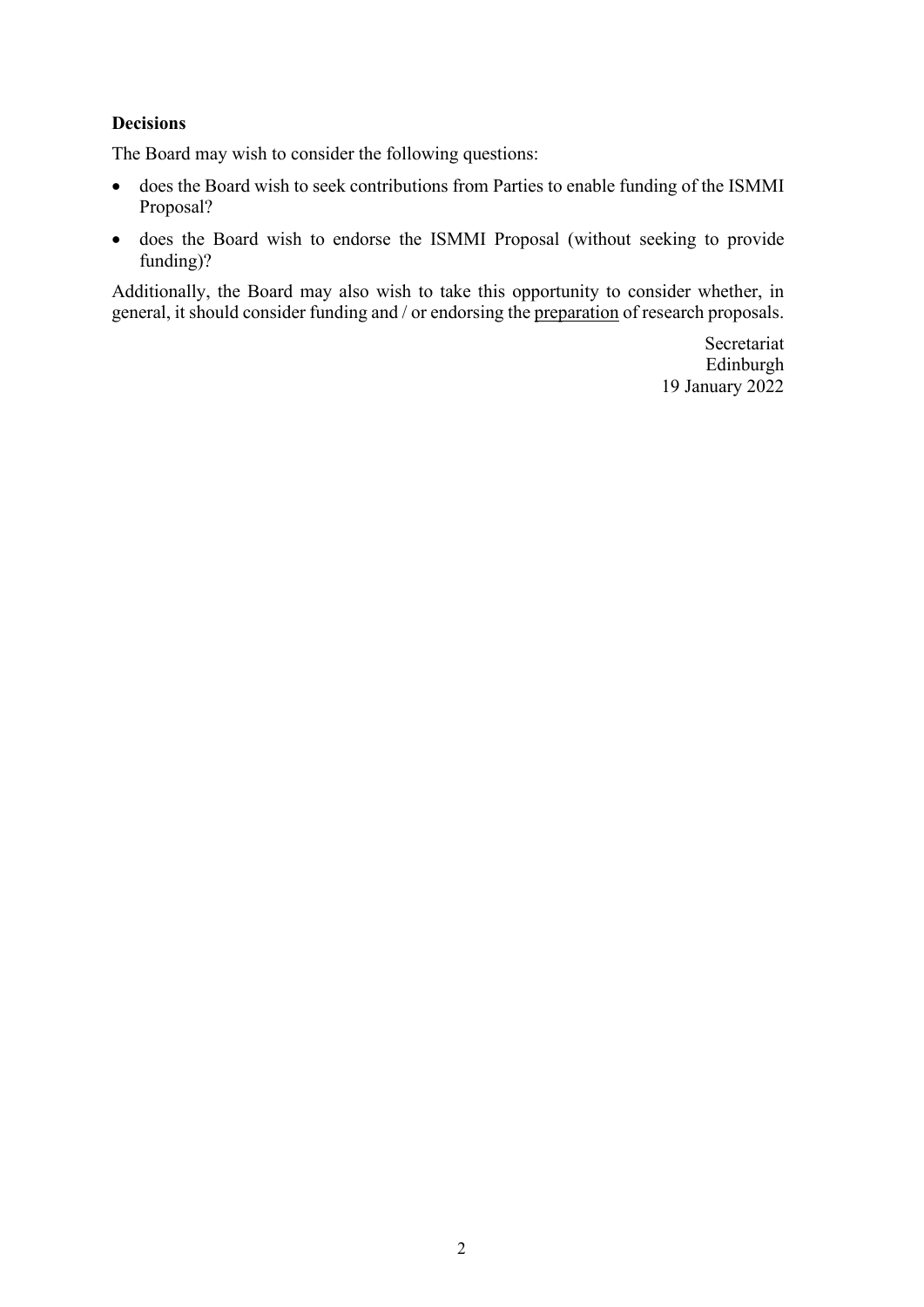**Decisions**

The Board may wish to consider the following questions:

- does the Board wish to seek contributions from Parties to enable funding of the ISMMI Proposal?
- does the Board wish to endorse the ISMMI Proposal (without seeking to provide funding)?

Additionally, the Board may also wish to take this opportunity to consider whether, in general, it should consider funding and / or endorsing the <u>preparation</u> of research proposals.

Secretariat
Edinburgh
19 January 2022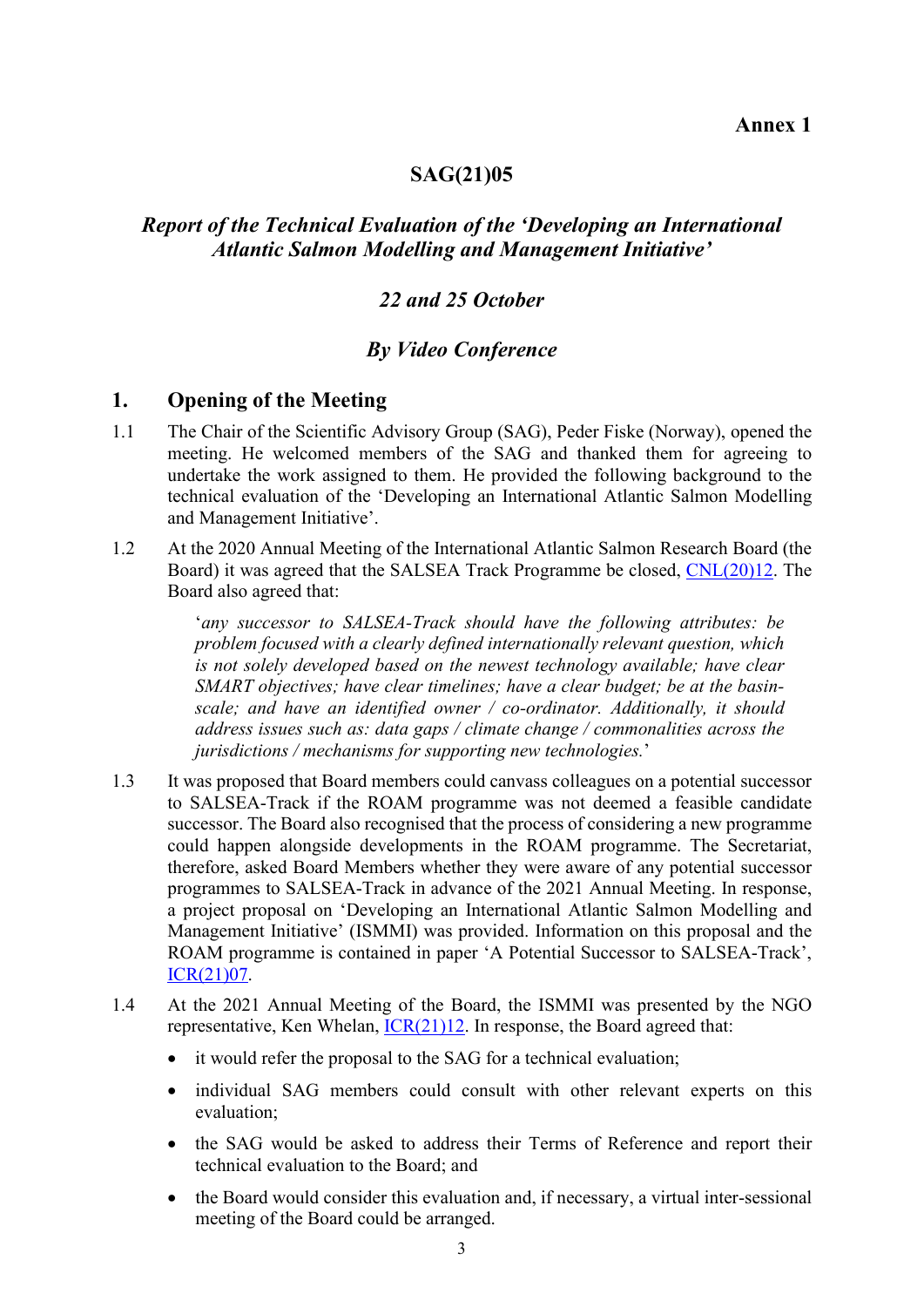**Annex 1**

## SAG(21)05

***Report of the Technical Evaluation of the 'Developing an International Atlantic Salmon Modelling and Management Initiative'***

***22 and 25 October***

***By Video Conference***

## 1. Opening of the Meeting

1.1 The Chair of the Scientific Advisory Group (SAG), Peder Fiske (Norway), opened the meeting. He welcomed members of the SAG and thanked them for agreeing to undertake the work assigned to them. He provided the following background to the technical evaluation of the 'Developing an International Atlantic Salmon Modelling and Management Initiative'.

1.2 At the 2020 Annual Meeting of the International Atlantic Salmon Research Board (the Board) it was agreed that the SALSEA Track Programme be closed, CNL(20)12. The Board also agreed that:

> '*any successor to SALSEA-Track should have the following attributes: be problem focused with a clearly defined internationally relevant question, which is not solely developed based on the newest technology available; have clear SMART objectives; have clear timelines; have a clear budget; be at the basin-scale; and have an identified owner / co-ordinator. Additionally, it should address issues such as: data gaps / climate change / commonalities across the jurisdictions / mechanisms for supporting new technologies.*'

1.3 It was proposed that Board members could canvass colleagues on a potential successor to SALSEA-Track if the ROAM programme was not deemed a feasible candidate successor. The Board also recognised that the process of considering a new programme could happen alongside developments in the ROAM programme. The Secretariat, therefore, asked Board Members whether they were aware of any potential successor programmes to SALSEA-Track in advance of the 2021 Annual Meeting. In response, a project proposal on 'Developing an International Atlantic Salmon Modelling and Management Initiative' (ISMMI) was provided. Information on this proposal and the ROAM programme is contained in paper 'A Potential Successor to SALSEA-Track', ICR(21)07.

1.4 At the 2021 Annual Meeting of the Board, the ISMMI was presented by the NGO representative, Ken Whelan, ICR(21)12. In response, the Board agreed that:

- it would refer the proposal to the SAG for a technical evaluation;
- individual SAG members could consult with other relevant experts on this evaluation;
- the SAG would be asked to address their Terms of Reference and report their technical evaluation to the Board; and
- the Board would consider this evaluation and, if necessary, a virtual inter-sessional meeting of the Board could be arranged.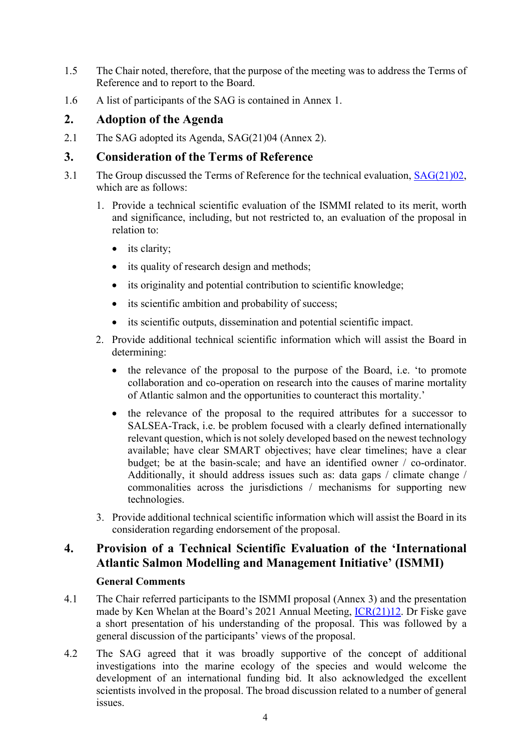1.5 The Chair noted, therefore, that the purpose of the meeting was to address the Terms of Reference and to report to the Board.

1.6 A list of participants of the SAG is contained in Annex 1.

## 2. Adoption of the Agenda

2.1 The SAG adopted its Agenda, SAG(21)04 (Annex 2).

## 3. Consideration of the Terms of Reference

3.1 The Group discussed the Terms of Reference for the technical evaluation, [SAG(21)02](), which are as follows:

1. Provide a technical scientific evaluation of the ISMMI related to its merit, worth and significance, including, but not restricted to, an evaluation of the proposal in relation to:
   - its clarity;
   - its quality of research design and methods;
   - its originality and potential contribution to scientific knowledge;
   - its scientific ambition and probability of success;
   - its scientific outputs, dissemination and potential scientific impact.
2. Provide additional technical scientific information which will assist the Board in determining:
   - the relevance of the proposal to the purpose of the Board, i.e. 'to promote collaboration and co-operation on research into the causes of marine mortality of Atlantic salmon and the opportunities to counteract this mortality.'
   - the relevance of the proposal to the required attributes for a successor to SALSEA-Track, i.e. be problem focused with a clearly defined internationally relevant question, which is not solely developed based on the newest technology available; have clear SMART objectives; have clear timelines; have a clear budget; be at the basin-scale; and have an identified owner / co-ordinator. Additionally, it should address issues such as: data gaps / climate change / commonalities across the jurisdictions / mechanisms for supporting new technologies.
3. Provide additional technical scientific information which will assist the Board in its consideration regarding endorsement of the proposal.

## 4. Provision of a Technical Scientific Evaluation of the 'International Atlantic Salmon Modelling and Management Initiative' (ISMMI)

### General Comments

4.1 The Chair referred participants to the ISMMI proposal (Annex 3) and the presentation made by Ken Whelan at the Board's 2021 Annual Meeting, [ICR(21)12](). Dr Fiske gave a short presentation of his understanding of the proposal. This was followed by a general discussion of the participants' views of the proposal.

4.2 The SAG agreed that it was broadly supportive of the concept of additional investigations into the marine ecology of the species and would welcome the development of an international funding bid. It also acknowledged the excellent scientists involved in the proposal. The broad discussion related to a number of general issues.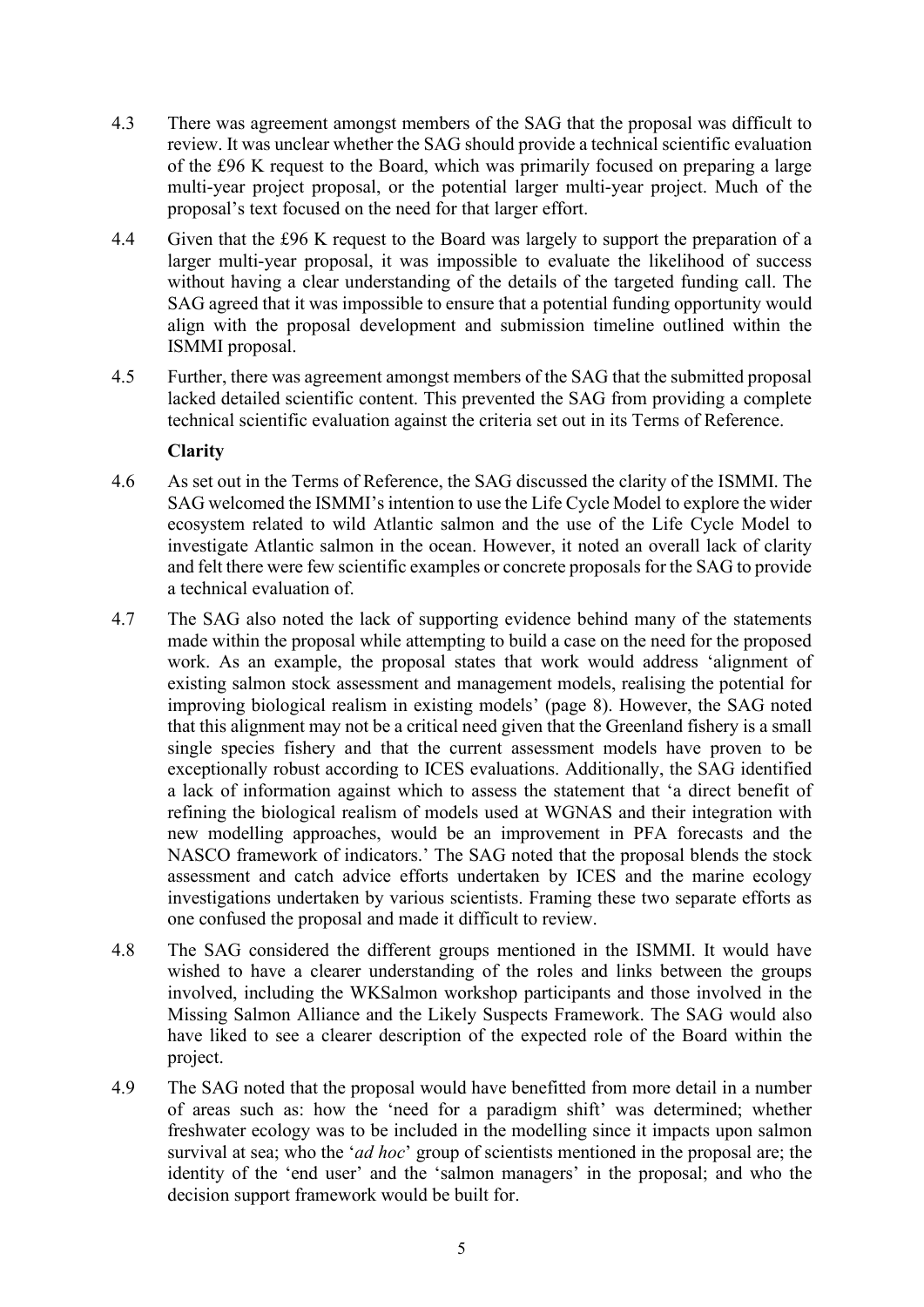4.3 There was agreement amongst members of the SAG that the proposal was difficult to review. It was unclear whether the SAG should provide a technical scientific evaluation of the £96 K request to the Board, which was primarily focused on preparing a large multi-year project proposal, or the potential larger multi-year project. Much of the proposal's text focused on the need for that larger effort.

4.4 Given that the £96 K request to the Board was largely to support the preparation of a larger multi-year proposal, it was impossible to evaluate the likelihood of success without having a clear understanding of the details of the targeted funding call. The SAG agreed that it was impossible to ensure that a potential funding opportunity would align with the proposal development and submission timeline outlined within the ISMMI proposal.

4.5 Further, there was agreement amongst members of the SAG that the submitted proposal lacked detailed scientific content. This prevented the SAG from providing a complete technical scientific evaluation against the criteria set out in its Terms of Reference.

**Clarity**

4.6 As set out in the Terms of Reference, the SAG discussed the clarity of the ISMMI. The SAG welcomed the ISMMI's intention to use the Life Cycle Model to explore the wider ecosystem related to wild Atlantic salmon and the use of the Life Cycle Model to investigate Atlantic salmon in the ocean. However, it noted an overall lack of clarity and felt there were few scientific examples or concrete proposals for the SAG to provide a technical evaluation of.

4.7 The SAG also noted the lack of supporting evidence behind many of the statements made within the proposal while attempting to build a case on the need for the proposed work. As an example, the proposal states that work would address 'alignment of existing salmon stock assessment and management models, realising the potential for improving biological realism in existing models' (page 8). However, the SAG noted that this alignment may not be a critical need given that the Greenland fishery is a small single species fishery and that the current assessment models have proven to be exceptionally robust according to ICES evaluations. Additionally, the SAG identified a lack of information against which to assess the statement that 'a direct benefit of refining the biological realism of models used at WGNAS and their integration with new modelling approaches, would be an improvement in PFA forecasts and the NASCO framework of indicators.' The SAG noted that the proposal blends the stock assessment and catch advice efforts undertaken by ICES and the marine ecology investigations undertaken by various scientists. Framing these two separate efforts as one confused the proposal and made it difficult to review.

4.8 The SAG considered the different groups mentioned in the ISMMI. It would have wished to have a clearer understanding of the roles and links between the groups involved, including the WKSalmon workshop participants and those involved in the Missing Salmon Alliance and the Likely Suspects Framework. The SAG would also have liked to see a clearer description of the expected role of the Board within the project.

4.9 The SAG noted that the proposal would have benefitted from more detail in a number of areas such as: how the 'need for a paradigm shift' was determined; whether freshwater ecology was to be included in the modelling since it impacts upon salmon survival at sea; who the '*ad hoc*' group of scientists mentioned in the proposal are; the identity of the 'end user' and the 'salmon managers' in the proposal; and who the decision support framework would be built for.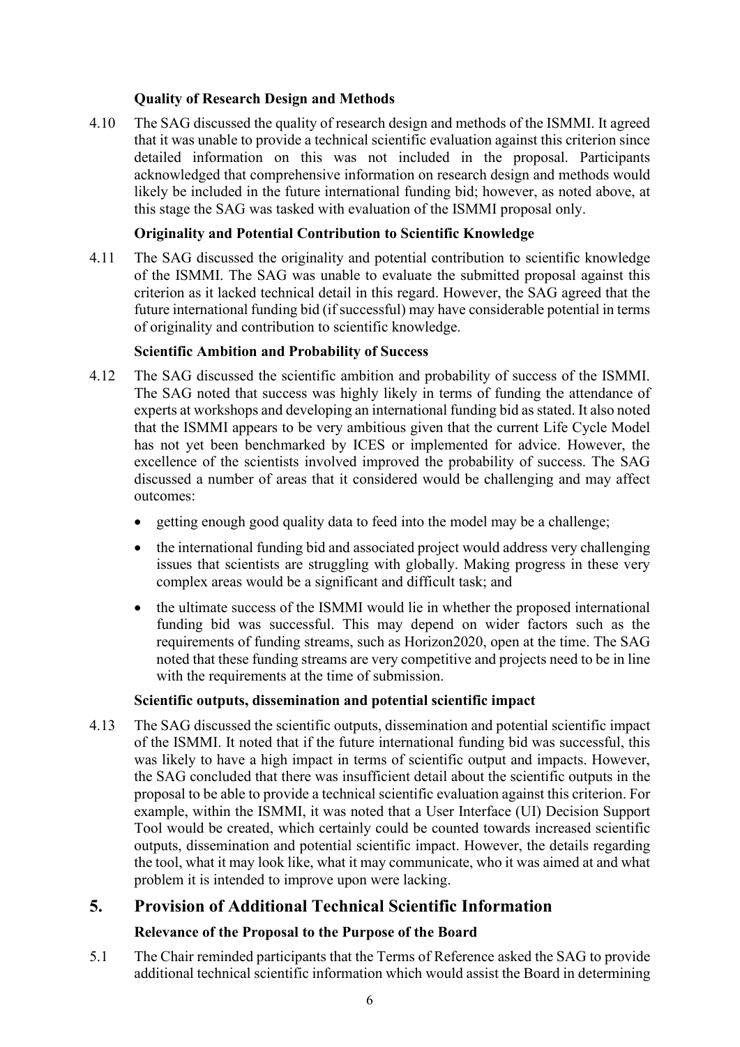### Quality of Research Design and Methods

4.10 The SAG discussed the quality of research design and methods of the ISMMI. It agreed that it was unable to provide a technical scientific evaluation against this criterion since detailed information on this was not included in the proposal. Participants acknowledged that comprehensive information on research design and methods would likely be included in the future international funding bid; however, as noted above, at this stage the SAG was tasked with evaluation of the ISMMI proposal only.

### Originality and Potential Contribution to Scientific Knowledge

4.11 The SAG discussed the originality and potential contribution to scientific knowledge of the ISMMI. The SAG was unable to evaluate the submitted proposal against this criterion as it lacked technical detail in this regard. However, the SAG agreed that the future international funding bid (if successful) may have considerable potential in terms of originality and contribution to scientific knowledge.

### Scientific Ambition and Probability of Success

4.12 The SAG discussed the scientific ambition and probability of success of the ISMMI. The SAG noted that success was highly likely in terms of funding the attendance of experts at workshops and developing an international funding bid as stated. It also noted that the ISMMI appears to be very ambitious given that the current Life Cycle Model has not yet been benchmarked by ICES or implemented for advice. However, the excellence of the scientists involved improved the probability of success. The SAG discussed a number of areas that it considered would be challenging and may affect outcomes:

- getting enough good quality data to feed into the model may be a challenge;
- the international funding bid and associated project would address very challenging issues that scientists are struggling with globally. Making progress in these very complex areas would be a significant and difficult task; and
- the ultimate success of the ISMMI would lie in whether the proposed international funding bid was successful. This may depend on wider factors such as the requirements of funding streams, such as Horizon2020, open at the time. The SAG noted that these funding streams are very competitive and projects need to be in line with the requirements at the time of submission.

### Scientific outputs, dissemination and potential scientific impact

4.13 The SAG discussed the scientific outputs, dissemination and potential scientific impact of the ISMMI. It noted that if the future international funding bid was successful, this was likely to have a high impact in terms of scientific output and impacts. However, the SAG concluded that there was insufficient detail about the scientific outputs in the proposal to be able to provide a technical scientific evaluation against this criterion. For example, within the ISMMI, it was noted that a User Interface (UI) Decision Support Tool would be created, which certainly could be counted towards increased scientific outputs, dissemination and potential scientific impact. However, the details regarding the tool, what it may look like, what it may communicate, who it was aimed at and what problem it is intended to improve upon were lacking.

## 5. Provision of Additional Technical Scientific Information

### Relevance of the Proposal to the Purpose of the Board

5.1 The Chair reminded participants that the Terms of Reference asked the SAG to provide additional technical scientific information which would assist the Board in determining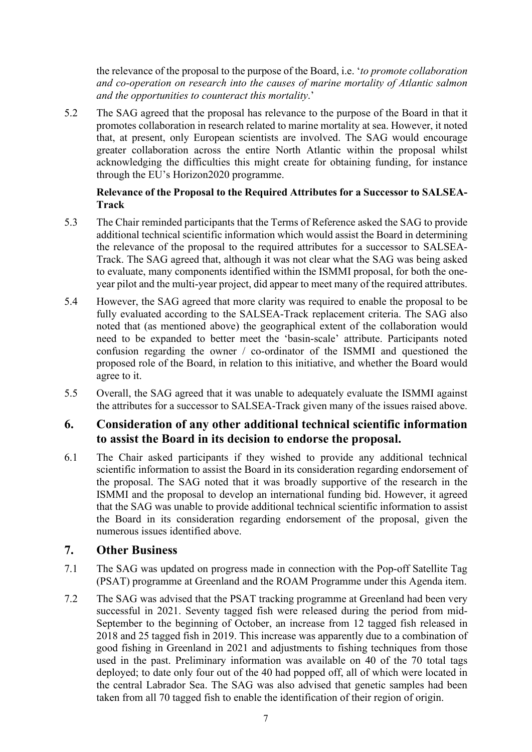the relevance of the proposal to the purpose of the Board, i.e. '*to promote collaboration and co-operation on research into the causes of marine mortality of Atlantic salmon and the opportunities to counteract this mortality*.'

5.2 The SAG agreed that the proposal has relevance to the purpose of the Board in that it promotes collaboration in research related to marine mortality at sea. However, it noted that, at present, only European scientists are involved. The SAG would encourage greater collaboration across the entire North Atlantic within the proposal whilst acknowledging the difficulties this might create for obtaining funding, for instance through the EU's Horizon2020 programme.

**Relevance of the Proposal to the Required Attributes for a Successor to SALSEA-Track**

5.3 The Chair reminded participants that the Terms of Reference asked the SAG to provide additional technical scientific information which would assist the Board in determining the relevance of the proposal to the required attributes for a successor to SALSEA-Track. The SAG agreed that, although it was not clear what the SAG was being asked to evaluate, many components identified within the ISMMI proposal, for both the one-year pilot and the multi-year project, did appear to meet many of the required attributes.

5.4 However, the SAG agreed that more clarity was required to enable the proposal to be fully evaluated according to the SALSEA-Track replacement criteria. The SAG also noted that (as mentioned above) the geographical extent of the collaboration would need to be expanded to better meet the 'basin-scale' attribute. Participants noted confusion regarding the owner / co-ordinator of the ISMMI and questioned the proposed role of the Board, in relation to this initiative, and whether the Board would agree to it.

5.5 Overall, the SAG agreed that it was unable to adequately evaluate the ISMMI against the attributes for a successor to SALSEA-Track given many of the issues raised above.

## 6. Consideration of any other additional technical scientific information to assist the Board in its decision to endorse the proposal.

6.1 The Chair asked participants if they wished to provide any additional technical scientific information to assist the Board in its consideration regarding endorsement of the proposal. The SAG noted that it was broadly supportive of the research in the ISMMI and the proposal to develop an international funding bid. However, it agreed that the SAG was unable to provide additional technical scientific information to assist the Board in its consideration regarding endorsement of the proposal, given the numerous issues identified above.

## 7. Other Business

7.1 The SAG was updated on progress made in connection with the Pop-off Satellite Tag (PSAT) programme at Greenland and the ROAM Programme under this Agenda item.

7.2 The SAG was advised that the PSAT tracking programme at Greenland had been very successful in 2021. Seventy tagged fish were released during the period from mid-September to the beginning of October, an increase from 12 tagged fish released in 2018 and 25 tagged fish in 2019. This increase was apparently due to a combination of good fishing in Greenland in 2021 and adjustments to fishing techniques from those used in the past. Preliminary information was available on 40 of the 70 total tags deployed; to date only four out of the 40 had popped off, all of which were located in the central Labrador Sea. The SAG was also advised that genetic samples had been taken from all 70 tagged fish to enable the identification of their region of origin.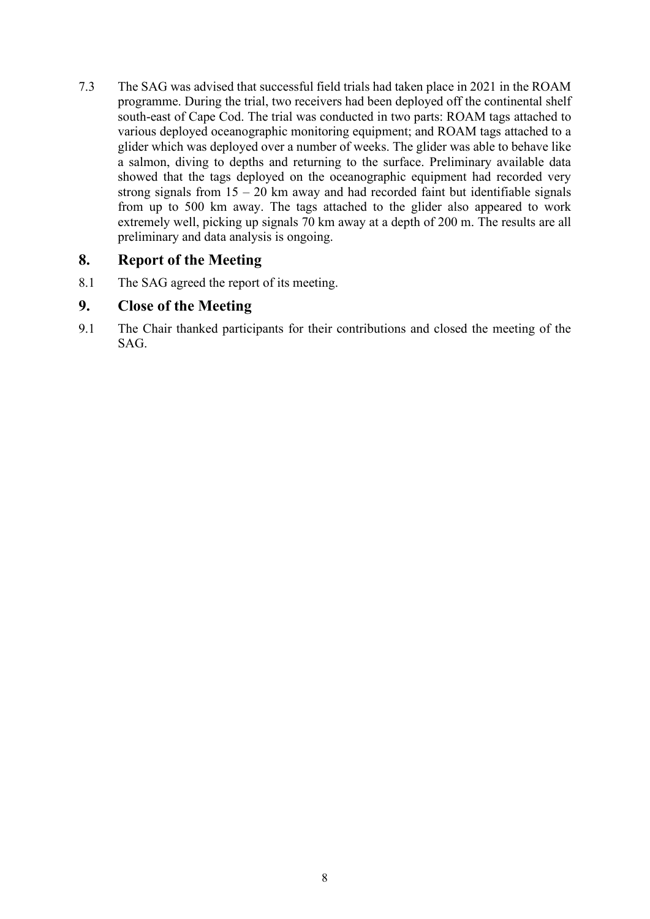7.3 The SAG was advised that successful field trials had taken place in 2021 in the ROAM programme. During the trial, two receivers had been deployed off the continental shelf south-east of Cape Cod. The trial was conducted in two parts: ROAM tags attached to various deployed oceanographic monitoring equipment; and ROAM tags attached to a glider which was deployed over a number of weeks. The glider was able to behave like a salmon, diving to depths and returning to the surface. Preliminary available data showed that the tags deployed on the oceanographic equipment had recorded very strong signals from 15 – 20 km away and had recorded faint but identifiable signals from up to 500 km away. The tags attached to the glider also appeared to work extremely well, picking up signals 70 km away at a depth of 200 m. The results are all preliminary and data analysis is ongoing.

## 8. Report of the Meeting

8.1 The SAG agreed the report of its meeting.

## 9. Close of the Meeting

9.1 The Chair thanked participants for their contributions and closed the meeting of the SAG.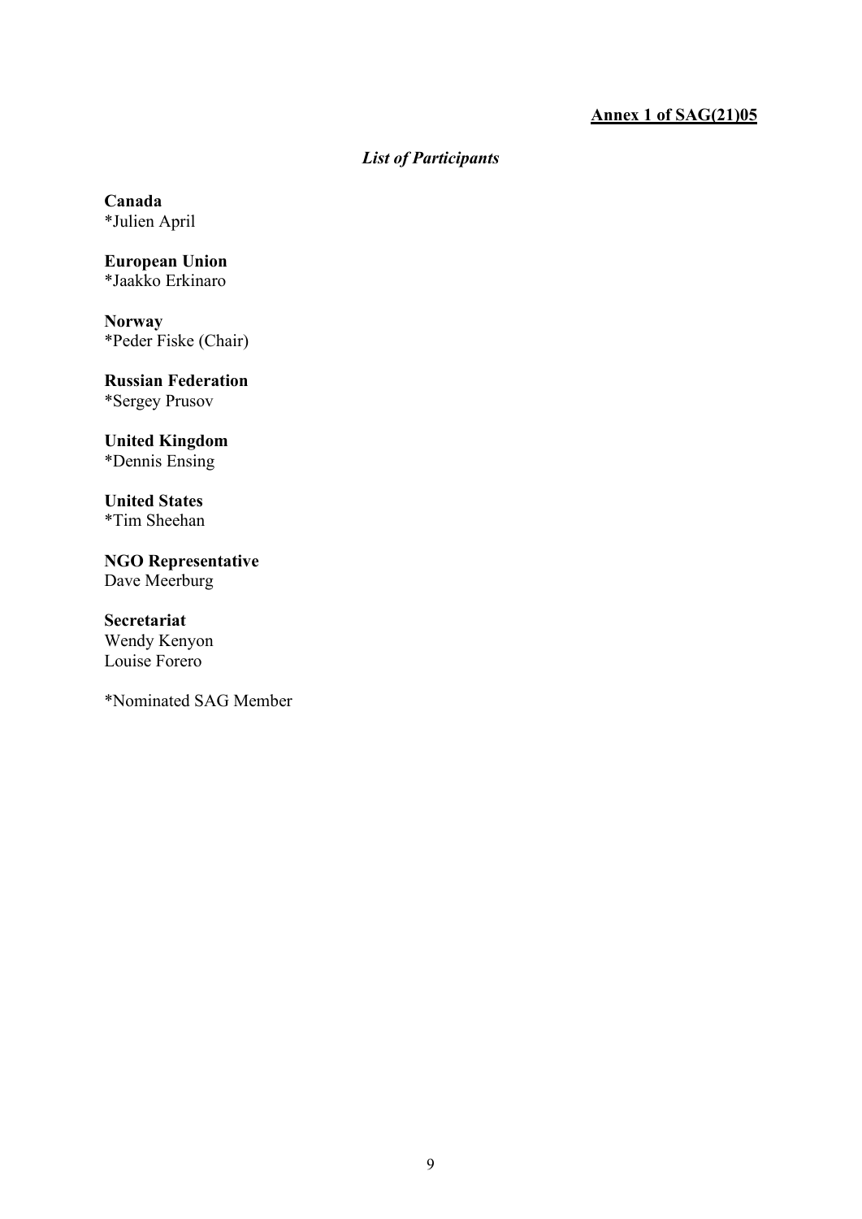**<u>Annex 1 of SAG(21)05</u>**

## *List of Participants*

**Canada**
*Julien April

**European Union**
*Jaakko Erkinaro

**Norway**
*Peder Fiske (Chair)

**Russian Federation**
*Sergey Prusov

**United Kingdom**
*Dennis Ensing

**United States**
*Tim Sheehan

**NGO Representative**
Dave Meerburg

**Secretariat**
Wendy Kenyon
Louise Forero

*Nominated SAG Member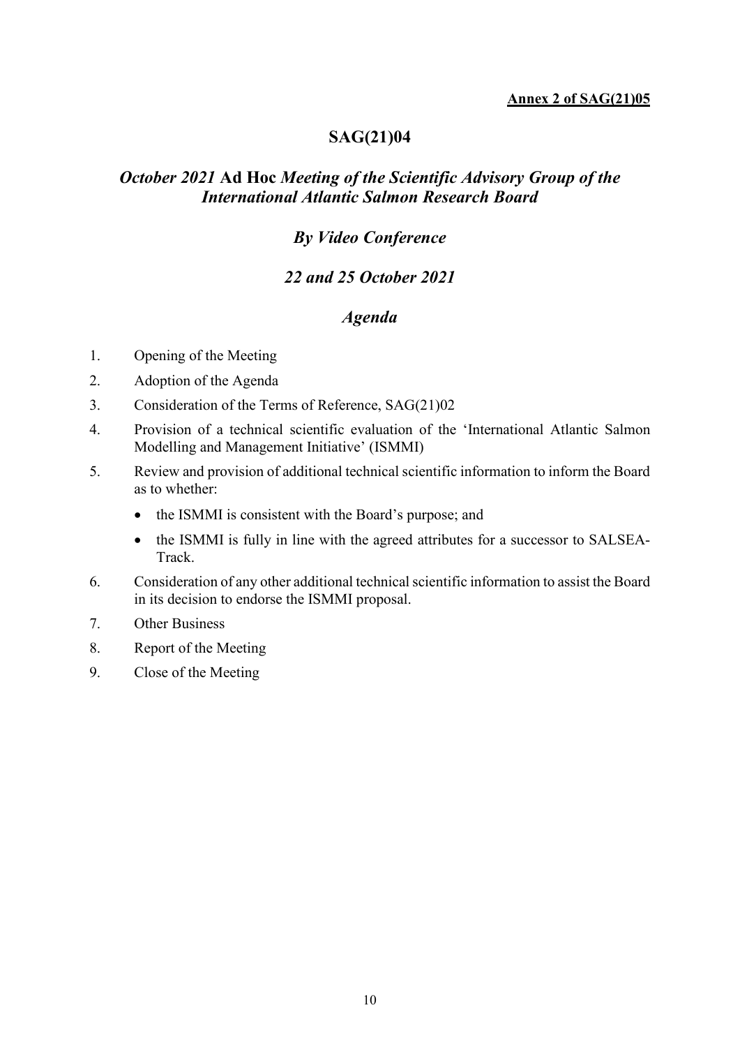**Annex 2 of SAG(21)05**

# SAG(21)04

## *October 2021* **Ad Hoc** *Meeting of the Scientific Advisory Group of the International Atlantic Salmon Research Board*

## *By Video Conference*

## *22 and 25 October 2021*

## *Agenda*

1. Opening of the Meeting
2. Adoption of the Agenda
3. Consideration of the Terms of Reference, SAG(21)02
4. Provision of a technical scientific evaluation of the 'International Atlantic Salmon Modelling and Management Initiative' (ISMMI)
5. Review and provision of additional technical scientific information to inform the Board as to whether:
   - the ISMMI is consistent with the Board's purpose; and
   - the ISMMI is fully in line with the agreed attributes for a successor to SALSEA-Track.
6. Consideration of any other additional technical scientific information to assist the Board in its decision to endorse the ISMMI proposal.
7. Other Business
8. Report of the Meeting
9. Close of the Meeting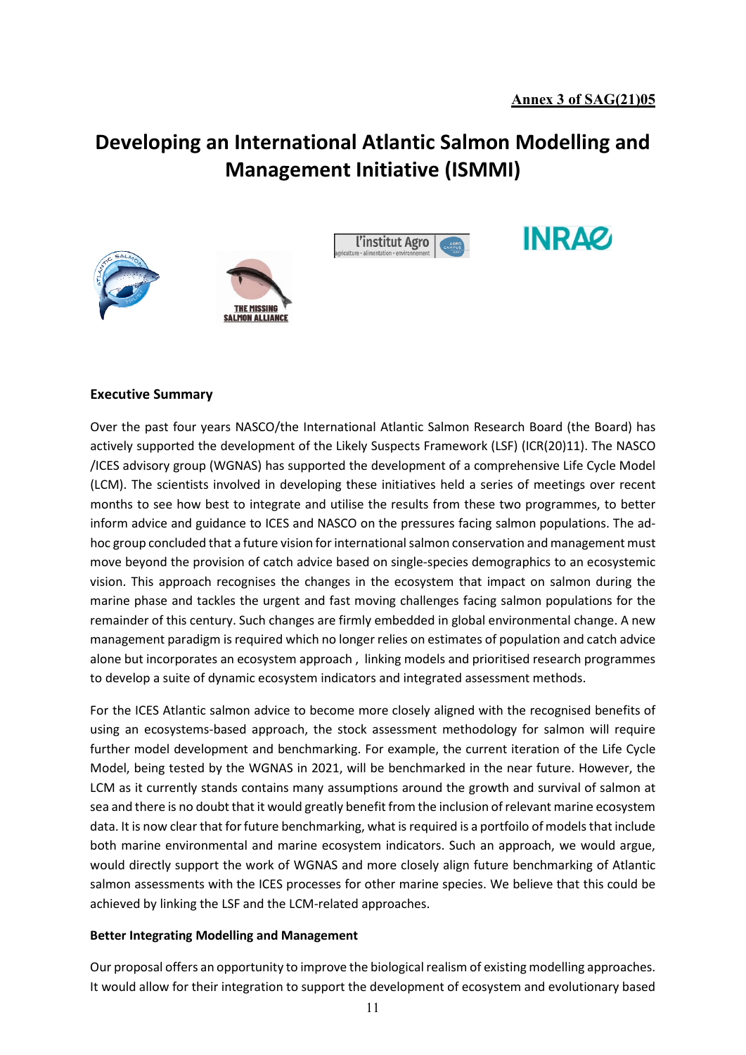**Annex 3 of SAG(21)05**

# Developing an International Atlantic Salmon Modelling and Management Initiative (ISMMI)

### Executive Summary

Over the past four years NASCO/the International Atlantic Salmon Research Board (the Board) has actively supported the development of the Likely Suspects Framework (LSF) (ICR(20)11). The NASCO /ICES advisory group (WGNAS) has supported the development of a comprehensive Life Cycle Model (LCM). The scientists involved in developing these initiatives held a series of meetings over recent months to see how best to integrate and utilise the results from these two programmes, to better inform advice and guidance to ICES and NASCO on the pressures facing salmon populations. The ad-hoc group concluded that a future vision for international salmon conservation and management must move beyond the provision of catch advice based on single-species demographics to an ecosystemic vision. This approach recognises the changes in the ecosystem that impact on salmon during the marine phase and tackles the urgent and fast moving challenges facing salmon populations for the remainder of this century. Such changes are firmly embedded in global environmental change. A new management paradigm is required which no longer relies on estimates of population and catch advice alone but incorporates an ecosystem approach , linking models and prioritised research programmes to develop a suite of dynamic ecosystem indicators and integrated assessment methods.

For the ICES Atlantic salmon advice to become more closely aligned with the recognised benefits of using an ecosystems-based approach, the stock assessment methodology for salmon will require further model development and benchmarking. For example, the current iteration of the Life Cycle Model, being tested by the WGNAS in 2021, will be benchmarked in the near future. However, the LCM as it currently stands contains many assumptions around the growth and survival of salmon at sea and there is no doubt that it would greatly benefit from the inclusion of relevant marine ecosystem data. It is now clear that for future benchmarking, what is required is a portfoilo of models that include both marine environmental and marine ecosystem indicators. Such an approach, we would argue, would directly support the work of WGNAS and more closely align future benchmarking of Atlantic salmon assessments with the ICES processes for other marine species. We believe that this could be achieved by linking the LSF and the LCM-related approaches.

### Better Integrating Modelling and Management

Our proposal offers an opportunity to improve the biological realism of existing modelling approaches. It would allow for their integration to support the development of ecosystem and evolutionary based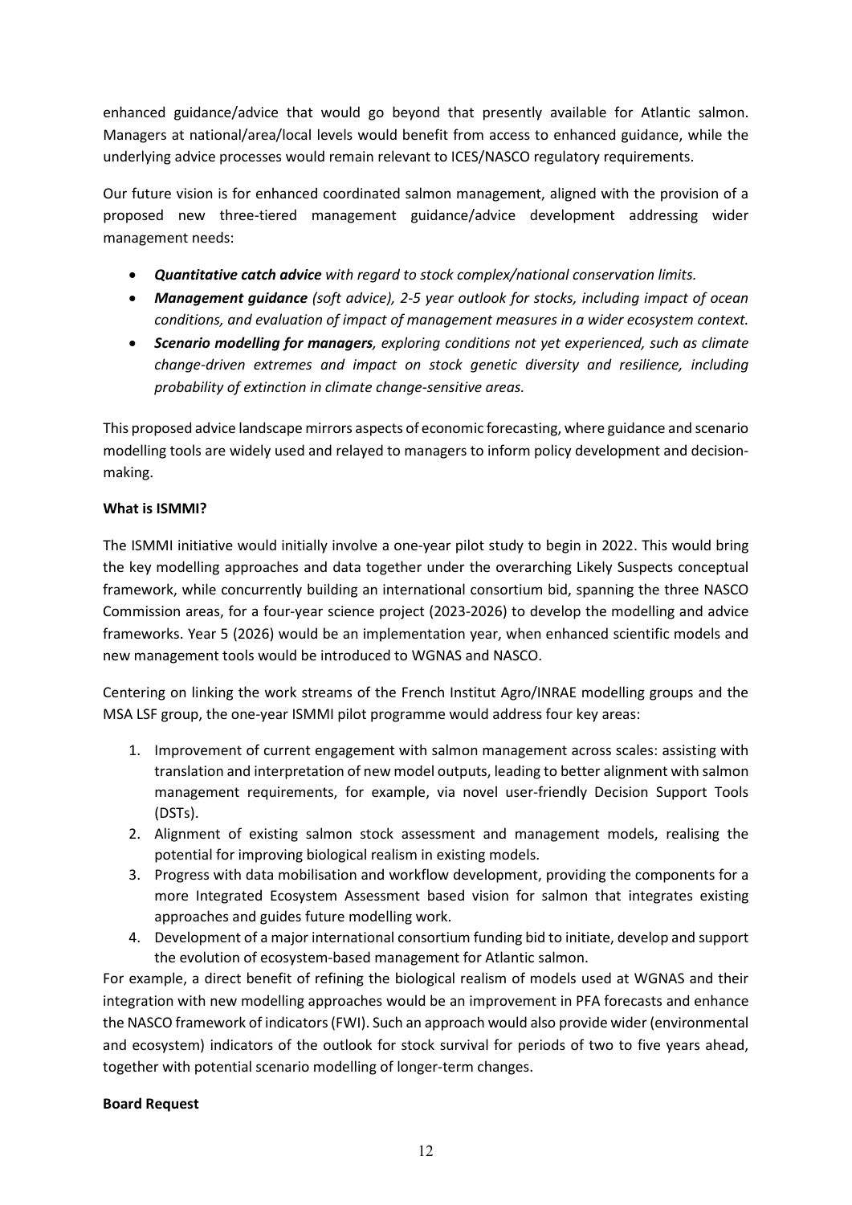enhanced guidance/advice that would go beyond that presently available for Atlantic salmon. Managers at national/area/local levels would benefit from access to enhanced guidance, while the underlying advice processes would remain relevant to ICES/NASCO regulatory requirements.

Our future vision is for enhanced coordinated salmon management, aligned with the provision of a proposed new three-tiered management guidance/advice development addressing wider management needs:

- ***Quantitative catch advice*** *with regard to stock complex/national conservation limits.*
- ***Management guidance*** *(soft advice), 2-5 year outlook for stocks, including impact of ocean conditions, and evaluation of impact of management measures in a wider ecosystem context.*
- ***Scenario modelling for managers****, exploring conditions not yet experienced, such as climate change-driven extremes and impact on stock genetic diversity and resilience, including probability of extinction in climate change-sensitive areas.*

This proposed advice landscape mirrors aspects of economic forecasting, where guidance and scenario modelling tools are widely used and relayed to managers to inform policy development and decision-making.

**What is ISMMI?**

The ISMMI initiative would initially involve a one-year pilot study to begin in 2022. This would bring the key modelling approaches and data together under the overarching Likely Suspects conceptual framework, while concurrently building an international consortium bid, spanning the three NASCO Commission areas, for a four-year science project (2023-2026) to develop the modelling and advice frameworks. Year 5 (2026) would be an implementation year, when enhanced scientific models and new management tools would be introduced to WGNAS and NASCO.

Centering on linking the work streams of the French Institut Agro/INRAE modelling groups and the MSA LSF group, the one-year ISMMI pilot programme would address four key areas:

1. Improvement of current engagement with salmon management across scales: assisting with translation and interpretation of new model outputs, leading to better alignment with salmon management requirements, for example, via novel user-friendly Decision Support Tools (DSTs).
2. Alignment of existing salmon stock assessment and management models, realising the potential for improving biological realism in existing models.
3. Progress with data mobilisation and workflow development, providing the components for a more Integrated Ecosystem Assessment based vision for salmon that integrates existing approaches and guides future modelling work.
4. Development of a major international consortium funding bid to initiate, develop and support the evolution of ecosystem-based management for Atlantic salmon.

For example, a direct benefit of refining the biological realism of models used at WGNAS and their integration with new modelling approaches would be an improvement in PFA forecasts and enhance the NASCO framework of indicators (FWI). Such an approach would also provide wider (environmental and ecosystem) indicators of the outlook for stock survival for periods of two to five years ahead, together with potential scenario modelling of longer-term changes.

**Board Request**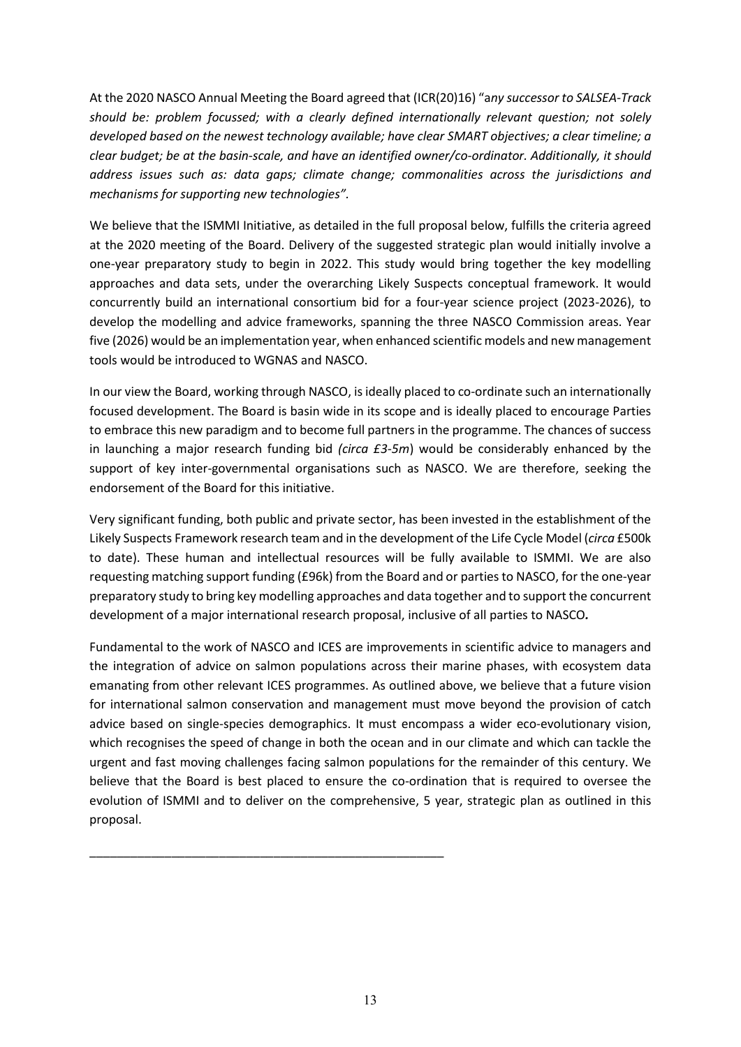At the 2020 NASCO Annual Meeting the Board agreed that (ICR(20)16) "a*ny successor to SALSEA-Track should be: problem focussed; with a clearly defined internationally relevant question; not solely developed based on the newest technology available; have clear SMART objectives; a clear timeline; a clear budget; be at the basin-scale, and have an identified owner/co-ordinator. Additionally, it should address issues such as: data gaps; climate change; commonalities across the jurisdictions and mechanisms for supporting new technologies"*.

We believe that the ISMMI Initiative, as detailed in the full proposal below, fulfills the criteria agreed at the 2020 meeting of the Board. Delivery of the suggested strategic plan would initially involve a one-year preparatory study to begin in 2022. This study would bring together the key modelling approaches and data sets, under the overarching Likely Suspects conceptual framework. It would concurrently build an international consortium bid for a four-year science project (2023-2026), to develop the modelling and advice frameworks, spanning the three NASCO Commission areas. Year five (2026) would be an implementation year, when enhanced scientific models and new management tools would be introduced to WGNAS and NASCO.

In our view the Board, working through NASCO, is ideally placed to co-ordinate such an internationally focused development. The Board is basin wide in its scope and is ideally placed to encourage Parties to embrace this new paradigm and to become full partners in the programme. The chances of success in launching a major research funding bid *(circa £3-5m*) would be considerably enhanced by the support of key inter-governmental organisations such as NASCO. We are therefore, seeking the endorsement of the Board for this initiative.

Very significant funding, both public and private sector, has been invested in the establishment of the Likely Suspects Framework research team and in the development of the Life Cycle Model (*circa* £500k to date). These human and intellectual resources will be fully available to ISMMI. We are also requesting matching support funding (£96k) from the Board and or parties to NASCO, for the one-year preparatory study to bring key modelling approaches and data together and to support the concurrent development of a major international research proposal, inclusive of all parties to NASCO**.**

Fundamental to the work of NASCO and ICES are improvements in scientific advice to managers and the integration of advice on salmon populations across their marine phases, with ecosystem data emanating from other relevant ICES programmes. As outlined above, we believe that a future vision for international salmon conservation and management must move beyond the provision of catch advice based on single-species demographics. It must encompass a wider eco-evolutionary vision, which recognises the speed of change in both the ocean and in our climate and which can tackle the urgent and fast moving challenges facing salmon populations for the remainder of this century. We believe that the Board is best placed to ensure the co-ordination that is required to oversee the evolution of ISMMI and to deliver on the comprehensive, 5 year, strategic plan as outlined in this proposal.

---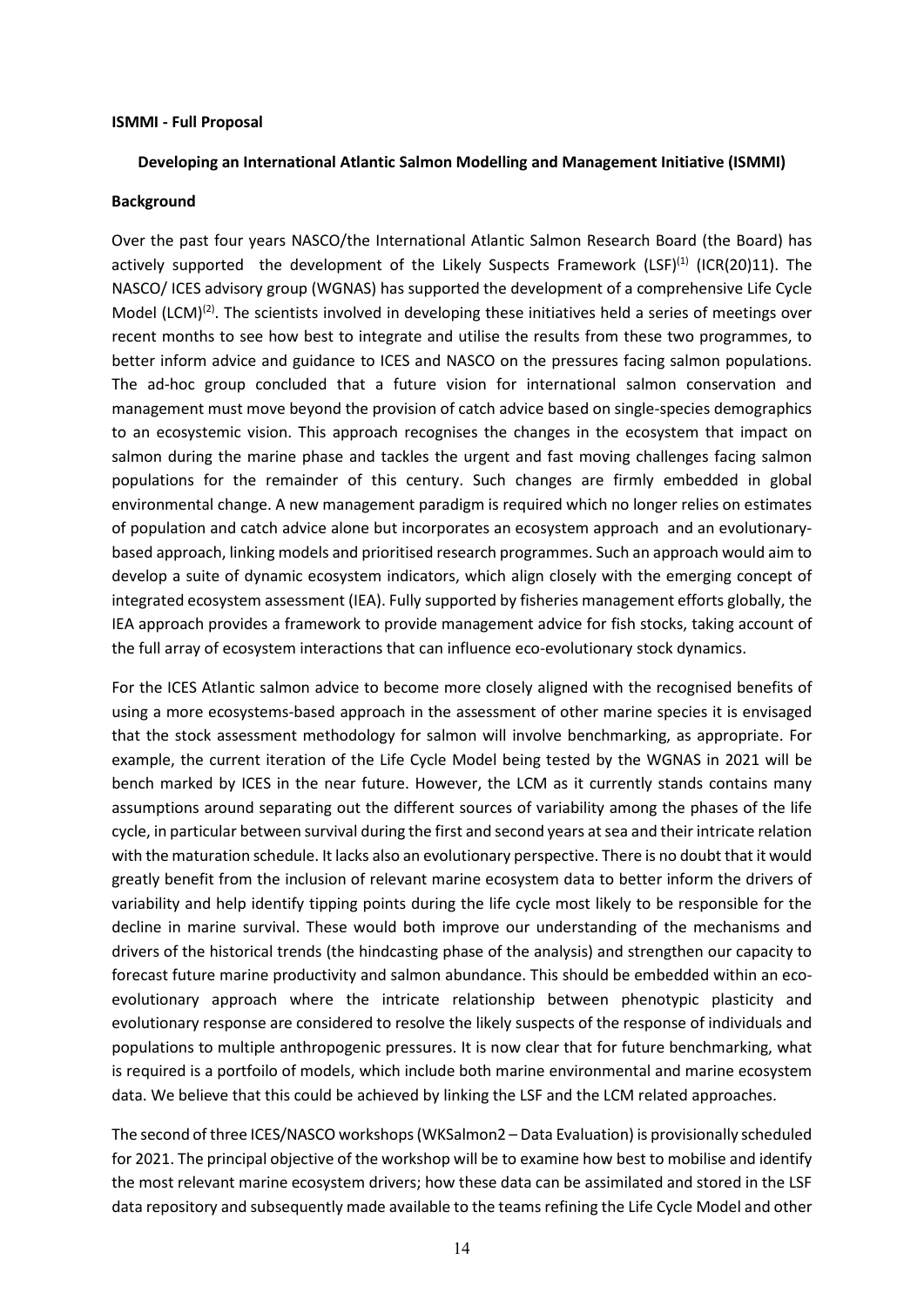**ISMMI - Full Proposal**

**Developing an International Atlantic Salmon Modelling and Management Initiative (ISMMI)**

**Background**

Over the past four years NASCO/the International Atlantic Salmon Research Board (the Board) has actively supported the development of the Likely Suspects Framework (LSF)[(1)] (ICR(20)11). The NASCO/ ICES advisory group (WGNAS) has supported the development of a comprehensive Life Cycle Model (LCM)[(2)]. The scientists involved in developing these initiatives held a series of meetings over recent months to see how best to integrate and utilise the results from these two programmes, to better inform advice and guidance to ICES and NASCO on the pressures facing salmon populations. The ad-hoc group concluded that a future vision for international salmon conservation and management must move beyond the provision of catch advice based on single-species demographics to an ecosystemic vision. This approach recognises the changes in the ecosystem that impact on salmon during the marine phase and tackles the urgent and fast moving challenges facing salmon populations for the remainder of this century. Such changes are firmly embedded in global environmental change. A new management paradigm is required which no longer relies on estimates of population and catch advice alone but incorporates an ecosystem approach and an evolutionary-based approach, linking models and prioritised research programmes. Such an approach would aim to develop a suite of dynamic ecosystem indicators, which align closely with the emerging concept of integrated ecosystem assessment (IEA). Fully supported by fisheries management efforts globally, the IEA approach provides a framework to provide management advice for fish stocks, taking account of the full array of ecosystem interactions that can influence eco-evolutionary stock dynamics.

For the ICES Atlantic salmon advice to become more closely aligned with the recognised benefits of using a more ecosystems-based approach in the assessment of other marine species it is envisaged that the stock assessment methodology for salmon will involve benchmarking, as appropriate. For example, the current iteration of the Life Cycle Model being tested by the WGNAS in 2021 will be bench marked by ICES in the near future. However, the LCM as it currently stands contains many assumptions around separating out the different sources of variability among the phases of the life cycle, in particular between survival during the first and second years at sea and their intricate relation with the maturation schedule. It lacks also an evolutionary perspective. There is no doubt that it would greatly benefit from the inclusion of relevant marine ecosystem data to better inform the drivers of variability and help identify tipping points during the life cycle most likely to be responsible for the decline in marine survival. These would both improve our understanding of the mechanisms and drivers of the historical trends (the hindcasting phase of the analysis) and strengthen our capacity to forecast future marine productivity and salmon abundance. This should be embedded within an eco-evolutionary approach where the intricate relationship between phenotypic plasticity and evolutionary response are considered to resolve the likely suspects of the response of individuals and populations to multiple anthropogenic pressures. It is now clear that for future benchmarking, what is required is a portfoilo of models, which include both marine environmental and marine ecosystem data. We believe that this could be achieved by linking the LSF and the LCM related approaches.

The second of three ICES/NASCO workshops (WKSalmon2 – Data Evaluation) is provisionally scheduled for 2021. The principal objective of the workshop will be to examine how best to mobilise and identify the most relevant marine ecosystem drivers; how these data can be assimilated and stored in the LSF data repository and subsequently made available to the teams refining the Life Cycle Model and other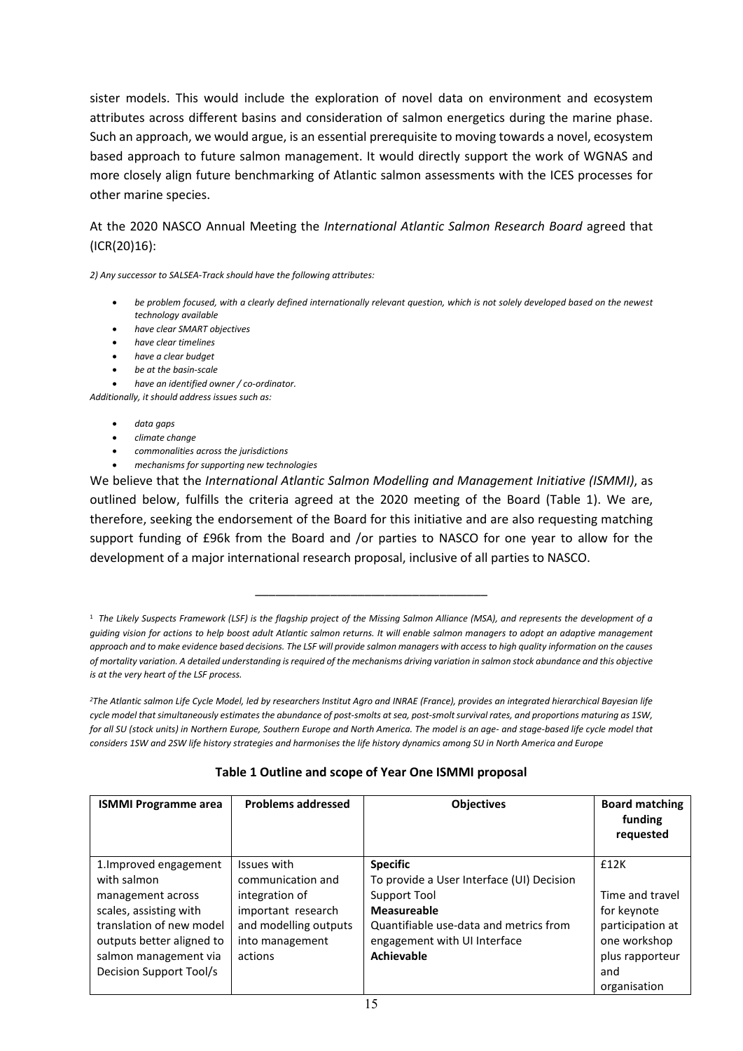sister models. This would include the exploration of novel data on environment and ecosystem attributes across different basins and consideration of salmon energetics during the marine phase. Such an approach, we would argue, is an essential prerequisite to moving towards a novel, ecosystem based approach to future salmon management. It would directly support the work of WGNAS and more closely align future benchmarking of Atlantic salmon assessments with the ICES processes for other marine species.

At the 2020 NASCO Annual Meeting the *International Atlantic Salmon Research Board* agreed that (ICR(20)16):

*2) Any successor to SALSEA-Track should have the following attributes:*

- *be problem focused, with a clearly defined internationally relevant question, which is not solely developed based on the newest technology available*
- *have clear SMART objectives*
- *have clear timelines*
- *have a clear budget*
- *be at the basin-scale*
- *have an identified owner / co-ordinator.*

*Additionally, it should address issues such as:*

- *data gaps*
- *climate change*
- *commonalities across the jurisdictions*
- *mechanisms for supporting new technologies*

We believe that the *International Atlantic Salmon Modelling and Management Initiative (ISMMI)*, as outlined below, fulfills the criteria agreed at the 2020 meeting of the Board (Table 1). We are, therefore, seeking the endorsement of the Board for this initiative and are also requesting matching support funding of £96k from the Board and /or parties to NASCO for one year to allow for the development of a major international research proposal, inclusive of all parties to NASCO.

---

[1] *The Likely Suspects Framework (LSF) is the flagship project of the Missing Salmon Alliance (MSA), and represents the development of a guiding vision for actions to help boost adult Atlantic salmon returns. It will enable salmon managers to adopt an adaptive management approach and to make evidence based decisions. The LSF will provide salmon managers with access to high quality information on the causes of mortality variation. A detailed understanding is required of the mechanisms driving variation in salmon stock abundance and this objective is at the very heart of the LSF process.*

[2] *The Atlantic salmon Life Cycle Model, led by researchers Institut Agro and INRAE (France), provides an integrated hierarchical Bayesian life cycle model that simultaneously estimates the abundance of post-smolts at sea, post-smolt survival rates, and proportions maturing as 1SW, for all SU (stock units) in Northern Europe, Southern Europe and North America. The model is an age- and stage-based life cycle model that considers 1SW and 2SW life history strategies and harmonises the life history dynamics among SU in North America and Europe*

**Table 1 Outline and scope of Year One ISMMI proposal**

| ISMMI Programme area | Problems addressed | Objectives | Board matching funding requested |
|---|---|---|---|
| 1.Improved engagement with salmon management across scales, assisting with translation of new model outputs better aligned to salmon management via Decision Support Tool/s | Issues with communication and integration of important research and modelling outputs into management actions | **Specific**<br>To provide a User Interface (UI) Decision Support Tool<br>**Measureable**<br>Quantifiable use-data and metrics from engagement with UI Interface<br>**Achievable** | £12K<br><br>Time and travel for keynote participation at one workshop plus rapporteur and organisation |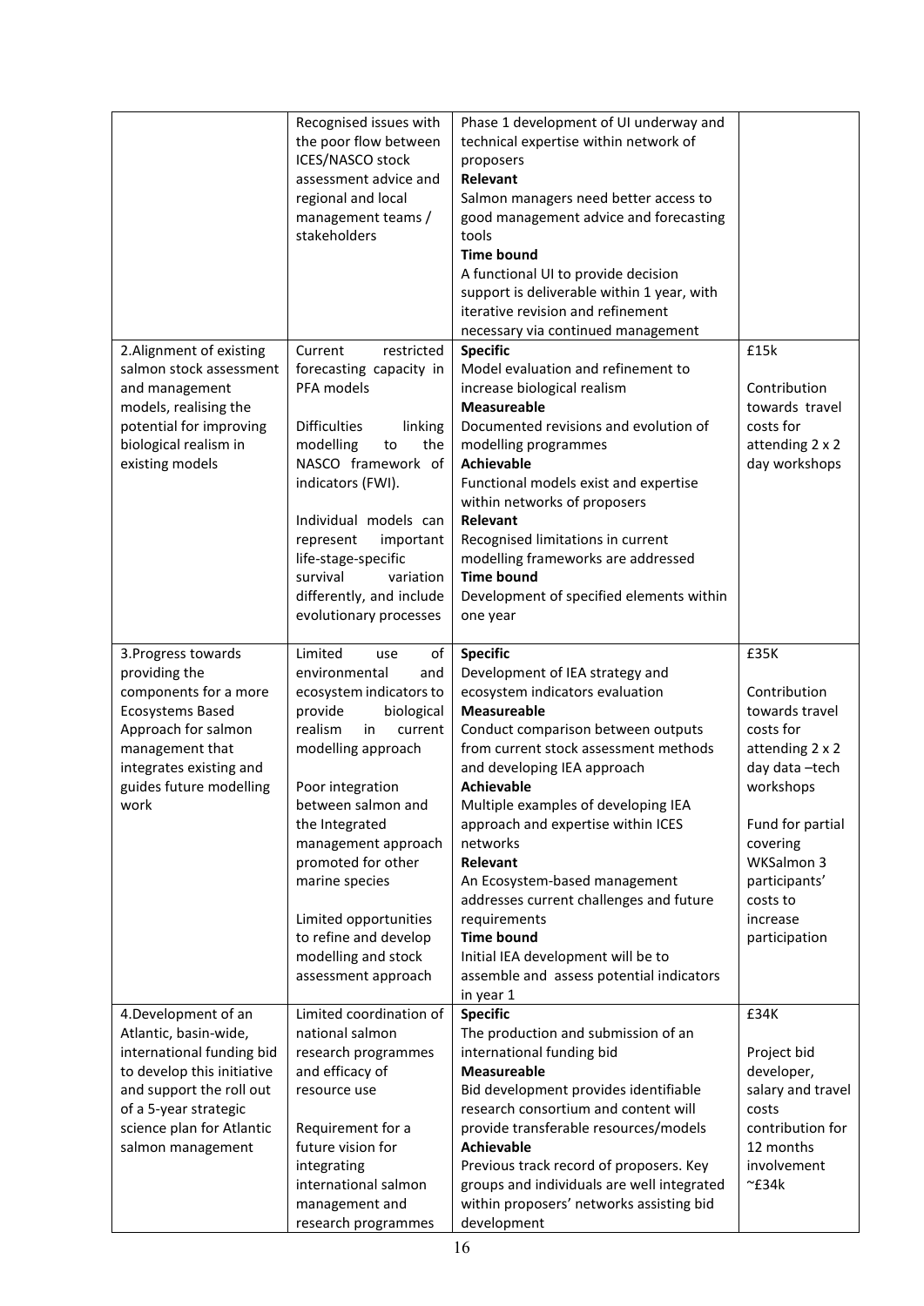| | | | |
|---|---|---|---|
| | Recognised issues with the poor flow between ICES/NASCO stock assessment advice and regional and local management teams / stakeholders | Phase 1 development of UI underway and technical expertise within network of proposers<br>**Relevant**<br>Salmon managers need better access to good management advice and forecasting tools<br>**Time bound**<br>A functional UI to provide decision support is deliverable within 1 year, with iterative revision and refinement necessary via continued management | |
| 2.Alignment of existing salmon stock assessment and management models, realising the potential for improving biological realism in existing models | Current restricted forecasting capacity in PFA models<br><br>Difficulties linking modelling to the NASCO framework of indicators (FWI).<br><br>Individual models can represent important life-stage-specific survival variation differently, and include evolutionary processes | **Specific**<br>Model evaluation and refinement to increase biological realism<br>**Measureable**<br>Documented revisions and evolution of modelling programmes<br>**Achievable**<br>Functional models exist and expertise within networks of proposers<br>**Relevant**<br>Recognised limitations in current modelling frameworks are addressed<br>**Time bound**<br>Development of specified elements within one year | £15k<br><br>Contribution towards travel costs for attending 2 x 2 day workshops |
| 3.Progress towards providing the components for a more Ecosystems Based Approach for salmon management that integrates existing and guides future modelling work | Limited use of environmental and ecosystem indicators to provide biological realism in current modelling approach<br><br>Poor integration between salmon and the Integrated management approach promoted for other marine species<br><br>Limited opportunities to refine and develop modelling and stock assessment approach | **Specific**<br>Development of IEA strategy and ecosystem indicators evaluation<br>**Measureable**<br>Conduct comparison between outputs from current stock assessment methods and developing IEA approach<br>**Achievable**<br>Multiple examples of developing IEA approach and expertise within ICES networks<br>**Relevant**<br>An Ecosystem-based management addresses current challenges and future requirements<br>**Time bound**<br>Initial IEA development will be to assemble and assess potential indicators in year 1 | £35K<br><br>Contribution towards travel costs for attending 2 x 2 day data –tech workshops<br><br>Fund for partial covering WKSalmon 3 participants' costs to increase participation |
| 4.Development of an Atlantic, basin-wide, international funding bid to develop this initiative and support the roll out of a 5-year strategic science plan for Atlantic salmon management | Limited coordination of national salmon research programmes and efficacy of resource use<br><br>Requirement for a future vision for integrating international salmon management and research programmes | **Specific**<br>The production and submission of an international funding bid<br>**Measureable**<br>Bid development provides identifiable research consortium and content will provide transferable resources/models<br>**Achievable**<br>Previous track record of proposers. Key groups and individuals are well integrated within proposers' networks assisting bid development | £34K<br><br>Project bid developer, salary and travel costs contribution for 12 months involvement ~£34k |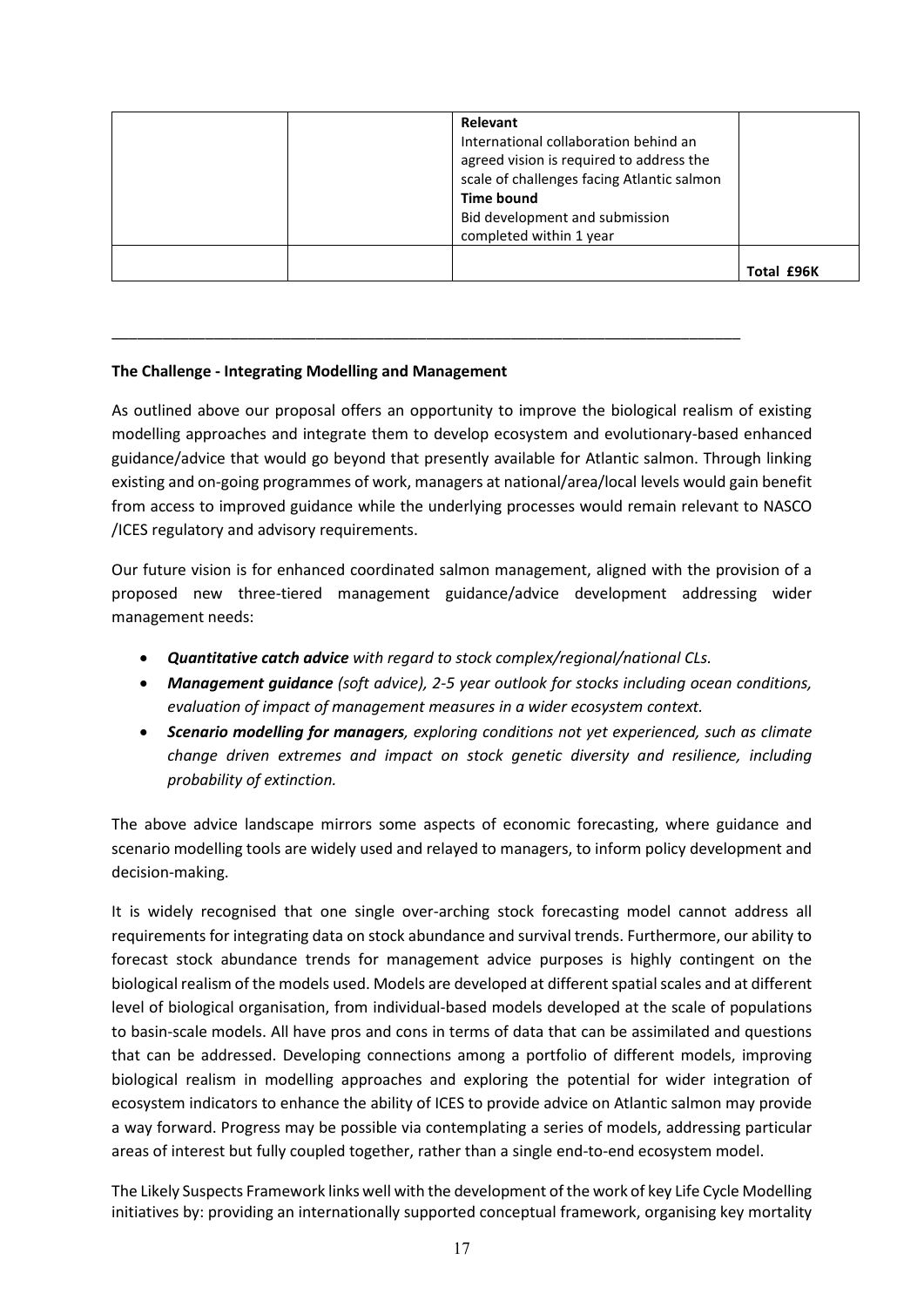|  |  | **Relevant**<br>International collaboration behind an agreed vision is required to address the scale of challenges facing Atlantic salmon<br>**Time bound**<br>Bid development and submission completed within 1 year |  |
|---|---|---|---|
|  |  |  | **Total £96K** |

---

**The Challenge - Integrating Modelling and Management**

As outlined above our proposal offers an opportunity to improve the biological realism of existing modelling approaches and integrate them to develop ecosystem and evolutionary-based enhanced guidance/advice that would go beyond that presently available for Atlantic salmon. Through linking existing and on-going programmes of work, managers at national/area/local levels would gain benefit from access to improved guidance while the underlying processes would remain relevant to NASCO /ICES regulatory and advisory requirements.

Our future vision is for enhanced coordinated salmon management, aligned with the provision of a proposed new three-tiered management guidance/advice development addressing wider management needs:

- ***Quantitative catch advice*** *with regard to stock complex/regional/national CLs.*
- ***Management guidance*** *(soft advice), 2-5 year outlook for stocks including ocean conditions, evaluation of impact of management measures in a wider ecosystem context.*
- ***Scenario modelling for managers****, exploring conditions not yet experienced, such as climate change driven extremes and impact on stock genetic diversity and resilience, including probability of extinction.*

The above advice landscape mirrors some aspects of economic forecasting, where guidance and scenario modelling tools are widely used and relayed to managers, to inform policy development and decision-making.

It is widely recognised that one single over-arching stock forecasting model cannot address all requirements for integrating data on stock abundance and survival trends. Furthermore, our ability to forecast stock abundance trends for management advice purposes is highly contingent on the biological realism of the models used. Models are developed at different spatial scales and at different level of biological organisation, from individual-based models developed at the scale of populations to basin-scale models. All have pros and cons in terms of data that can be assimilated and questions that can be addressed. Developing connections among a portfolio of different models, improving biological realism in modelling approaches and exploring the potential for wider integration of ecosystem indicators to enhance the ability of ICES to provide advice on Atlantic salmon may provide a way forward. Progress may be possible via contemplating a series of models, addressing particular areas of interest but fully coupled together, rather than a single end-to-end ecosystem model.

The Likely Suspects Framework links well with the development of the work of key Life Cycle Modelling initiatives by: providing an internationally supported conceptual framework, organising key mortality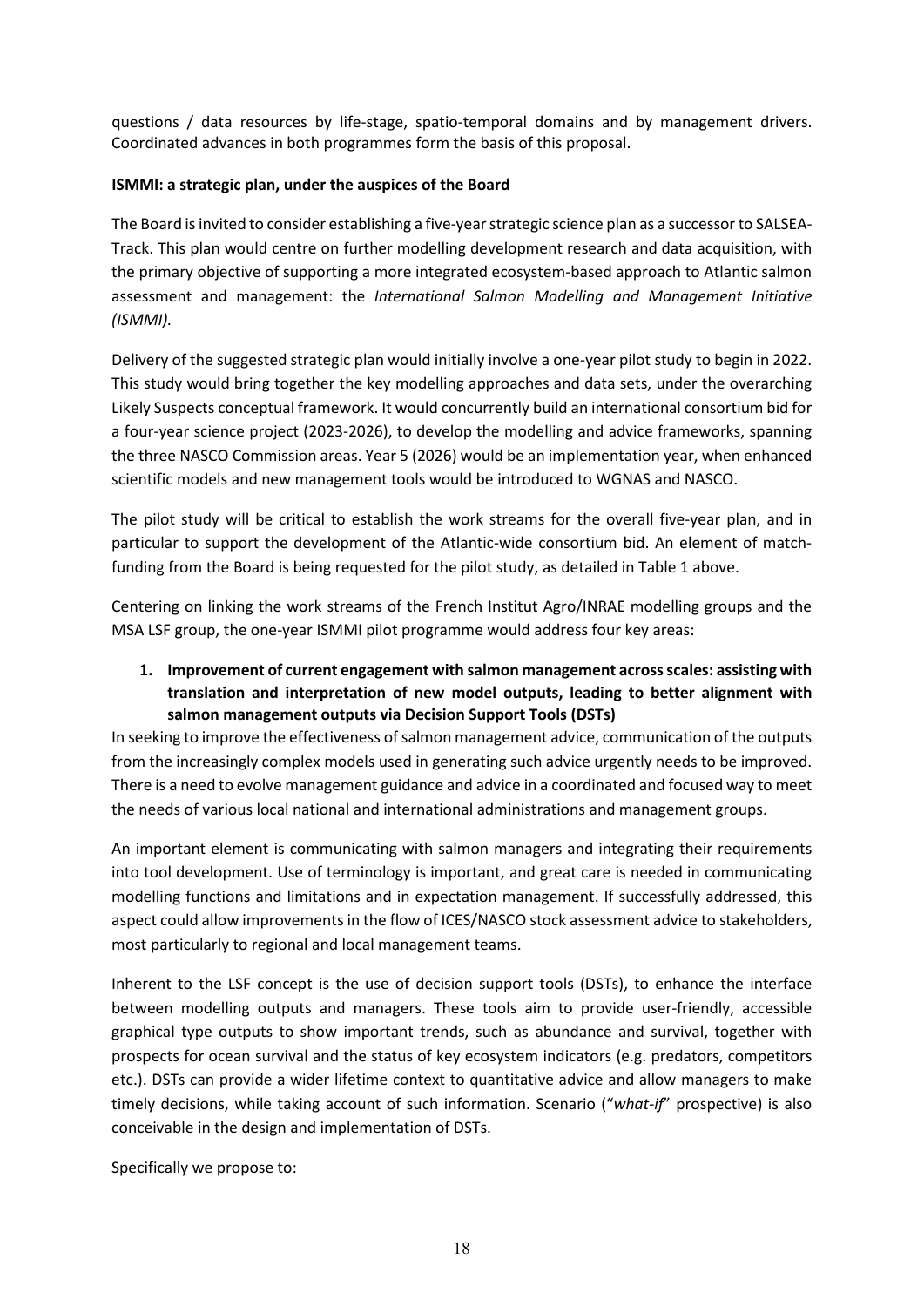questions / data resources by life-stage, spatio-temporal domains and by management drivers. Coordinated advances in both programmes form the basis of this proposal.

**ISMMI: a strategic plan, under the auspices of the Board**

The Board is invited to consider establishing a five-year strategic science plan as a successor to SALSEA-Track. This plan would centre on further modelling development research and data acquisition, with the primary objective of supporting a more integrated ecosystem-based approach to Atlantic salmon assessment and management: the *International Salmon Modelling and Management Initiative (ISMMI).*

Delivery of the suggested strategic plan would initially involve a one-year pilot study to begin in 2022. This study would bring together the key modelling approaches and data sets, under the overarching Likely Suspects conceptual framework. It would concurrently build an international consortium bid for a four-year science project (2023-2026), to develop the modelling and advice frameworks, spanning the three NASCO Commission areas. Year 5 (2026) would be an implementation year, when enhanced scientific models and new management tools would be introduced to WGNAS and NASCO.

The pilot study will be critical to establish the work streams for the overall five-year plan, and in particular to support the development of the Atlantic-wide consortium bid. An element of match-funding from the Board is being requested for the pilot study, as detailed in Table 1 above.

Centering on linking the work streams of the French Institut Agro/INRAE modelling groups and the MSA LSF group, the one-year ISMMI pilot programme would address four key areas:

1. **Improvement of current engagement with salmon management across scales: assisting with translation and interpretation of new model outputs, leading to better alignment with salmon management outputs via Decision Support Tools (DSTs)**

In seeking to improve the effectiveness of salmon management advice, communication of the outputs from the increasingly complex models used in generating such advice urgently needs to be improved. There is a need to evolve management guidance and advice in a coordinated and focused way to meet the needs of various local national and international administrations and management groups.

An important element is communicating with salmon managers and integrating their requirements into tool development. Use of terminology is important, and great care is needed in communicating modelling functions and limitations and in expectation management. If successfully addressed, this aspect could allow improvements in the flow of ICES/NASCO stock assessment advice to stakeholders, most particularly to regional and local management teams.

Inherent to the LSF concept is the use of decision support tools (DSTs), to enhance the interface between modelling outputs and managers. These tools aim to provide user-friendly, accessible graphical type outputs to show important trends, such as abundance and survival, together with prospects for ocean survival and the status of key ecosystem indicators (e.g. predators, competitors etc.). DSTs can provide a wider lifetime context to quantitative advice and allow managers to make timely decisions, while taking account of such information. Scenario ("*what-if*" prospective) is also conceivable in the design and implementation of DSTs.

Specifically we propose to: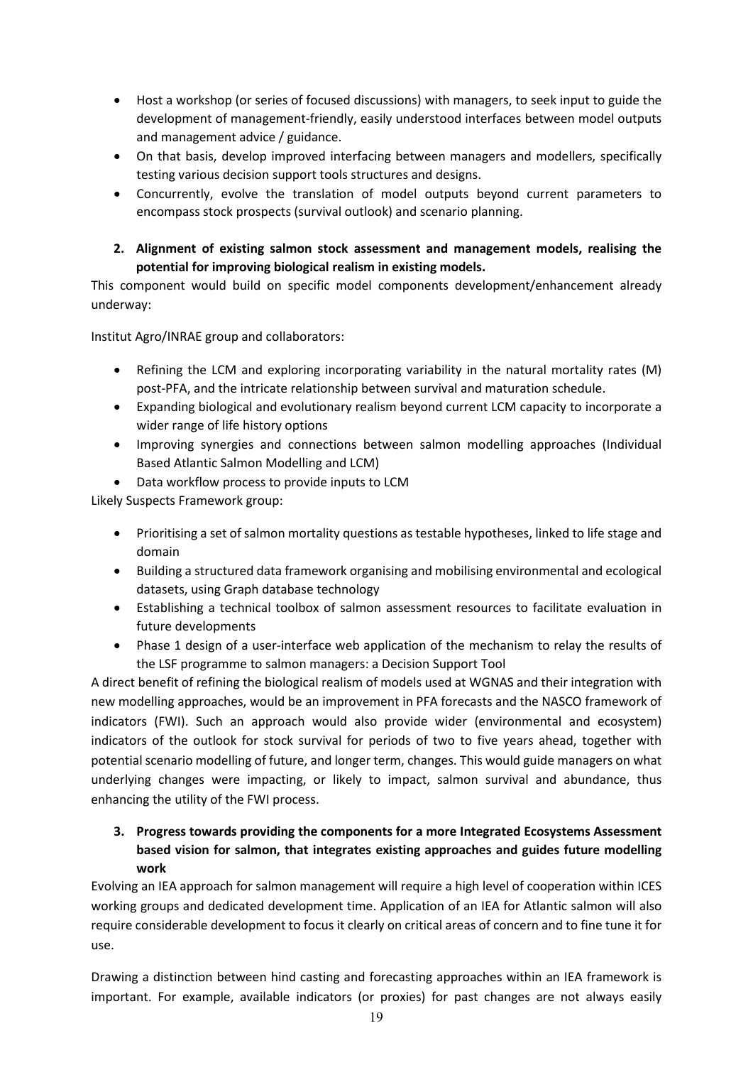- Host a workshop (or series of focused discussions) with managers, to seek input to guide the development of management-friendly, easily understood interfaces between model outputs and management advice / guidance.
- On that basis, develop improved interfacing between managers and modellers, specifically testing various decision support tools structures and designs.
- Concurrently, evolve the translation of model outputs beyond current parameters to encompass stock prospects (survival outlook) and scenario planning.

**2. Alignment of existing salmon stock assessment and management models, realising the potential for improving biological realism in existing models.**

This component would build on specific model components development/enhancement already underway:

Institut Agro/INRAE group and collaborators:

- Refining the LCM and exploring incorporating variability in the natural mortality rates (M) post-PFA, and the intricate relationship between survival and maturation schedule.
- Expanding biological and evolutionary realism beyond current LCM capacity to incorporate a wider range of life history options
- Improving synergies and connections between salmon modelling approaches (Individual Based Atlantic Salmon Modelling and LCM)
- Data workflow process to provide inputs to LCM

Likely Suspects Framework group:

- Prioritising a set of salmon mortality questions as testable hypotheses, linked to life stage and domain
- Building a structured data framework organising and mobilising environmental and ecological datasets, using Graph database technology
- Establishing a technical toolbox of salmon assessment resources to facilitate evaluation in future developments
- Phase 1 design of a user-interface web application of the mechanism to relay the results of the LSF programme to salmon managers: a Decision Support Tool

A direct benefit of refining the biological realism of models used at WGNAS and their integration with new modelling approaches, would be an improvement in PFA forecasts and the NASCO framework of indicators (FWI). Such an approach would also provide wider (environmental and ecosystem) indicators of the outlook for stock survival for periods of two to five years ahead, together with potential scenario modelling of future, and longer term, changes. This would guide managers on what underlying changes were impacting, or likely to impact, salmon survival and abundance, thus enhancing the utility of the FWI process.

**3. Progress towards providing the components for a more Integrated Ecosystems Assessment based vision for salmon, that integrates existing approaches and guides future modelling work**

Evolving an IEA approach for salmon management will require a high level of cooperation within ICES working groups and dedicated development time. Application of an IEA for Atlantic salmon will also require considerable development to focus it clearly on critical areas of concern and to fine tune it for use.

Drawing a distinction between hind casting and forecasting approaches within an IEA framework is important. For example, available indicators (or proxies) for past changes are not always easily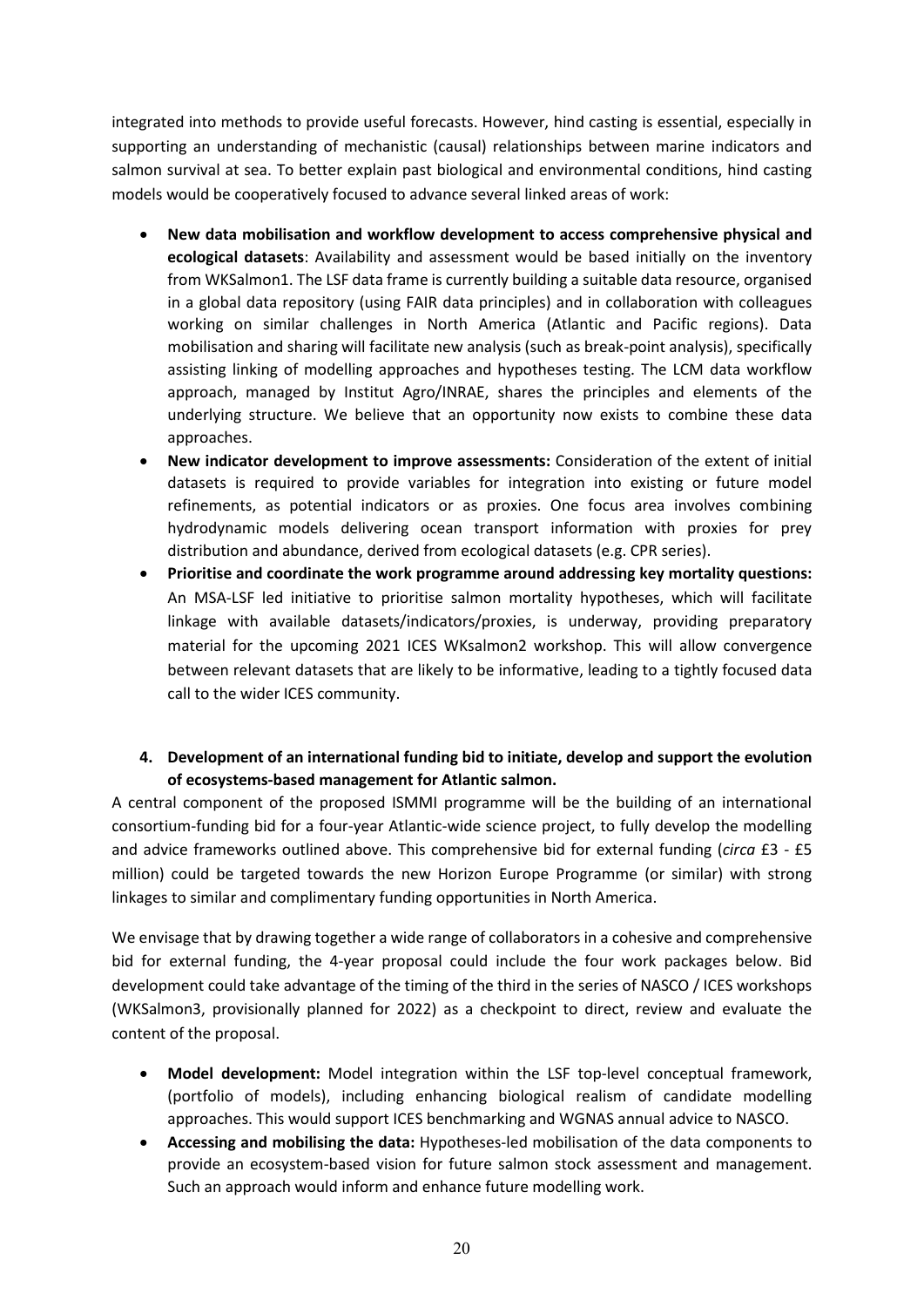integrated into methods to provide useful forecasts. However, hind casting is essential, especially in supporting an understanding of mechanistic (causal) relationships between marine indicators and salmon survival at sea. To better explain past biological and environmental conditions, hind casting models would be cooperatively focused to advance several linked areas of work:

- **New data mobilisation and workflow development to access comprehensive physical and ecological datasets**: Availability and assessment would be based initially on the inventory from WKSalmon1. The LSF data frame is currently building a suitable data resource, organised in a global data repository (using FAIR data principles) and in collaboration with colleagues working on similar challenges in North America (Atlantic and Pacific regions). Data mobilisation and sharing will facilitate new analysis (such as break-point analysis), specifically assisting linking of modelling approaches and hypotheses testing. The LCM data workflow approach, managed by Institut Agro/INRAE, shares the principles and elements of the underlying structure. We believe that an opportunity now exists to combine these data approaches.
- **New indicator development to improve assessments:** Consideration of the extent of initial datasets is required to provide variables for integration into existing or future model refinements, as potential indicators or as proxies. One focus area involves combining hydrodynamic models delivering ocean transport information with proxies for prey distribution and abundance, derived from ecological datasets (e.g. CPR series).
- **Prioritise and coordinate the work programme around addressing key mortality questions:** An MSA-LSF led initiative to prioritise salmon mortality hypotheses, which will facilitate linkage with available datasets/indicators/proxies, is underway, providing preparatory material for the upcoming 2021 ICES WKsalmon2 workshop. This will allow convergence between relevant datasets that are likely to be informative, leading to a tightly focused data call to the wider ICES community.

**4. Development of an international funding bid to initiate, develop and support the evolution of ecosystems-based management for Atlantic salmon.**

A central component of the proposed ISMMI programme will be the building of an international consortium-funding bid for a four-year Atlantic-wide science project, to fully develop the modelling and advice frameworks outlined above. This comprehensive bid for external funding (*circa* £3 - £5 million) could be targeted towards the new Horizon Europe Programme (or similar) with strong linkages to similar and complimentary funding opportunities in North America.

We envisage that by drawing together a wide range of collaborators in a cohesive and comprehensive bid for external funding, the 4-year proposal could include the four work packages below. Bid development could take advantage of the timing of the third in the series of NASCO / ICES workshops (WKSalmon3, provisionally planned for 2022) as a checkpoint to direct, review and evaluate the content of the proposal.

- **Model development:** Model integration within the LSF top-level conceptual framework, (portfolio of models), including enhancing biological realism of candidate modelling approaches. This would support ICES benchmarking and WGNAS annual advice to NASCO.
- **Accessing and mobilising the data:** Hypotheses-led mobilisation of the data components to provide an ecosystem-based vision for future salmon stock assessment and management. Such an approach would inform and enhance future modelling work.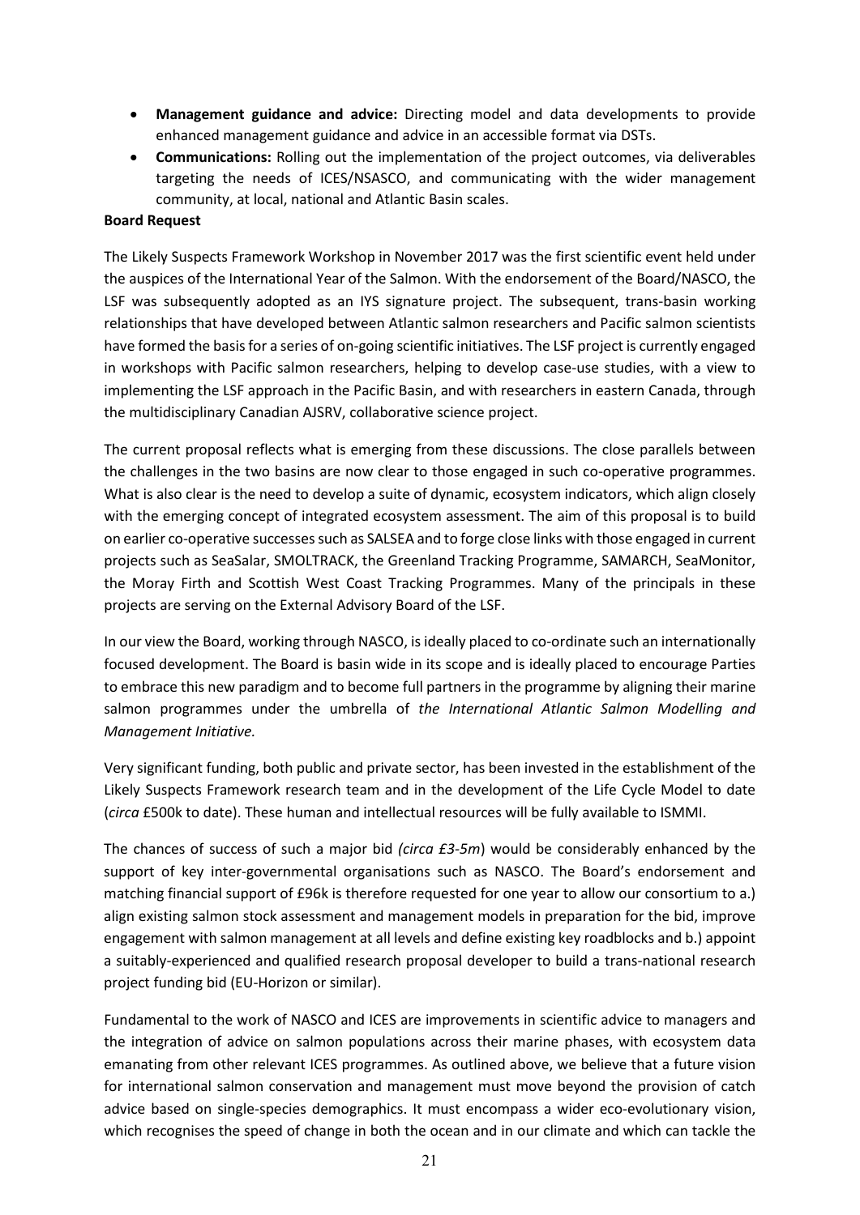- **Management guidance and advice:** Directing model and data developments to provide enhanced management guidance and advice in an accessible format via DSTs.
- **Communications:** Rolling out the implementation of the project outcomes, via deliverables targeting the needs of ICES/NSASCO, and communicating with the wider management community, at local, national and Atlantic Basin scales.

**Board Request**

The Likely Suspects Framework Workshop in November 2017 was the first scientific event held under the auspices of the International Year of the Salmon. With the endorsement of the Board/NASCO, the LSF was subsequently adopted as an IYS signature project. The subsequent, trans-basin working relationships that have developed between Atlantic salmon researchers and Pacific salmon scientists have formed the basis for a series of on-going scientific initiatives. The LSF project is currently engaged in workshops with Pacific salmon researchers, helping to develop case-use studies, with a view to implementing the LSF approach in the Pacific Basin, and with researchers in eastern Canada, through the multidisciplinary Canadian AJSRV, collaborative science project.

The current proposal reflects what is emerging from these discussions. The close parallels between the challenges in the two basins are now clear to those engaged in such co-operative programmes. What is also clear is the need to develop a suite of dynamic, ecosystem indicators, which align closely with the emerging concept of integrated ecosystem assessment. The aim of this proposal is to build on earlier co-operative successes such as SALSEA and to forge close links with those engaged in current projects such as SeaSalar, SMOLTRACK, the Greenland Tracking Programme, SAMARCH, SeaMonitor, the Moray Firth and Scottish West Coast Tracking Programmes. Many of the principals in these projects are serving on the External Advisory Board of the LSF.

In our view the Board, working through NASCO, is ideally placed to co-ordinate such an internationally focused development. The Board is basin wide in its scope and is ideally placed to encourage Parties to embrace this new paradigm and to become full partners in the programme by aligning their marine salmon programmes under the umbrella of *the International Atlantic Salmon Modelling and Management Initiative.*

Very significant funding, both public and private sector, has been invested in the establishment of the Likely Suspects Framework research team and in the development of the Life Cycle Model to date (*circa* £500k to date). These human and intellectual resources will be fully available to ISMMI.

The chances of success of such a major bid *(circa £3-5m*) would be considerably enhanced by the support of key inter-governmental organisations such as NASCO. The Board's endorsement and matching financial support of £96k is therefore requested for one year to allow our consortium to a.) align existing salmon stock assessment and management models in preparation for the bid, improve engagement with salmon management at all levels and define existing key roadblocks and b.) appoint a suitably-experienced and qualified research proposal developer to build a trans-national research project funding bid (EU-Horizon or similar).

Fundamental to the work of NASCO and ICES are improvements in scientific advice to managers and the integration of advice on salmon populations across their marine phases, with ecosystem data emanating from other relevant ICES programmes. As outlined above, we believe that a future vision for international salmon conservation and management must move beyond the provision of catch advice based on single-species demographics. It must encompass a wider eco-evolutionary vision, which recognises the speed of change in both the ocean and in our climate and which can tackle the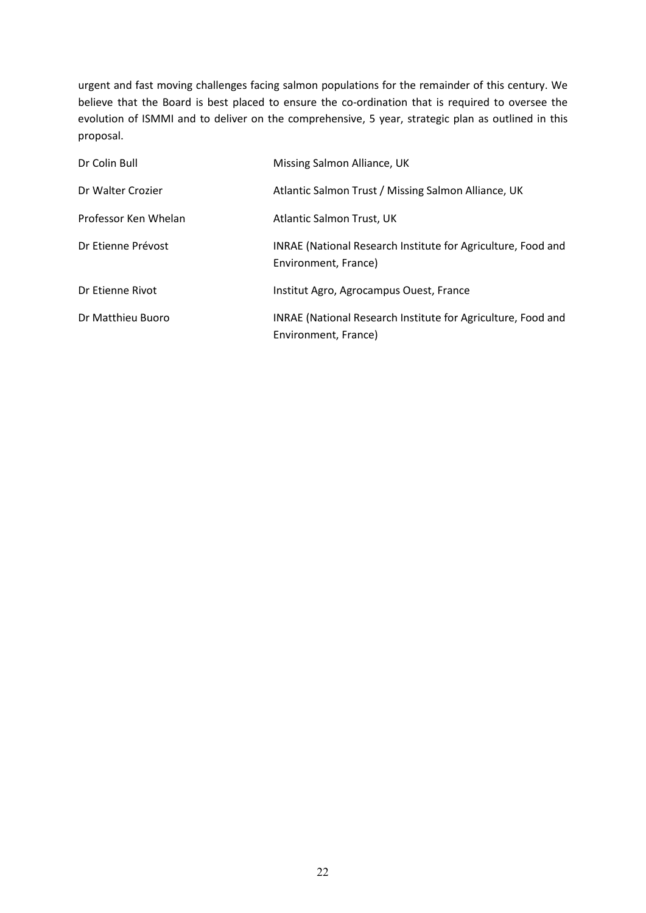urgent and fast moving challenges facing salmon populations for the remainder of this century. We believe that the Board is best placed to ensure the co-ordination that is required to oversee the evolution of ISMMI and to deliver on the comprehensive, 5 year, strategic plan as outlined in this proposal.

| | |
|---|---|
| Dr Colin Bull | Missing Salmon Alliance, UK |
| Dr Walter Crozier | Atlantic Salmon Trust / Missing Salmon Alliance, UK |
| Professor Ken Whelan | Atlantic Salmon Trust, UK |
| Dr Etienne Prévost | INRAE (National Research Institute for Agriculture, Food and Environment, France) |
| Dr Etienne Rivot | Institut Agro, Agrocampus Ouest, France |
| Dr Matthieu Buoro | INRAE (National Research Institute for Agriculture, Food and Environment, France) |